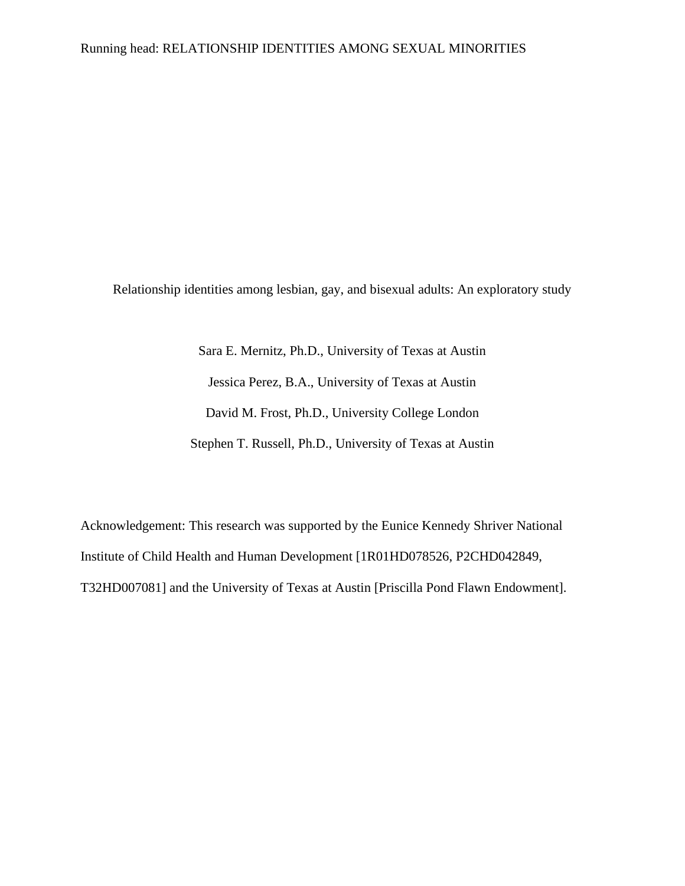# Relationship identities among lesbian, gay, and bisexual adults: An exploratory study

Sara E. Mernitz, Ph.D., University of Texas at Austin

Jessica Perez, B.A., University of Texas at Austin

David M. Frost, Ph.D., University College London

Stephen T. Russell, Ph.D., University of Texas at Austin

Acknowledgement: This research was supported by the Eunice Kennedy Shriver National Institute of Child Health and Human Development [1R01HD078526, P2CHD042849, T32HD007081] and the University of Texas at Austin [Priscilla Pond Flawn Endowment].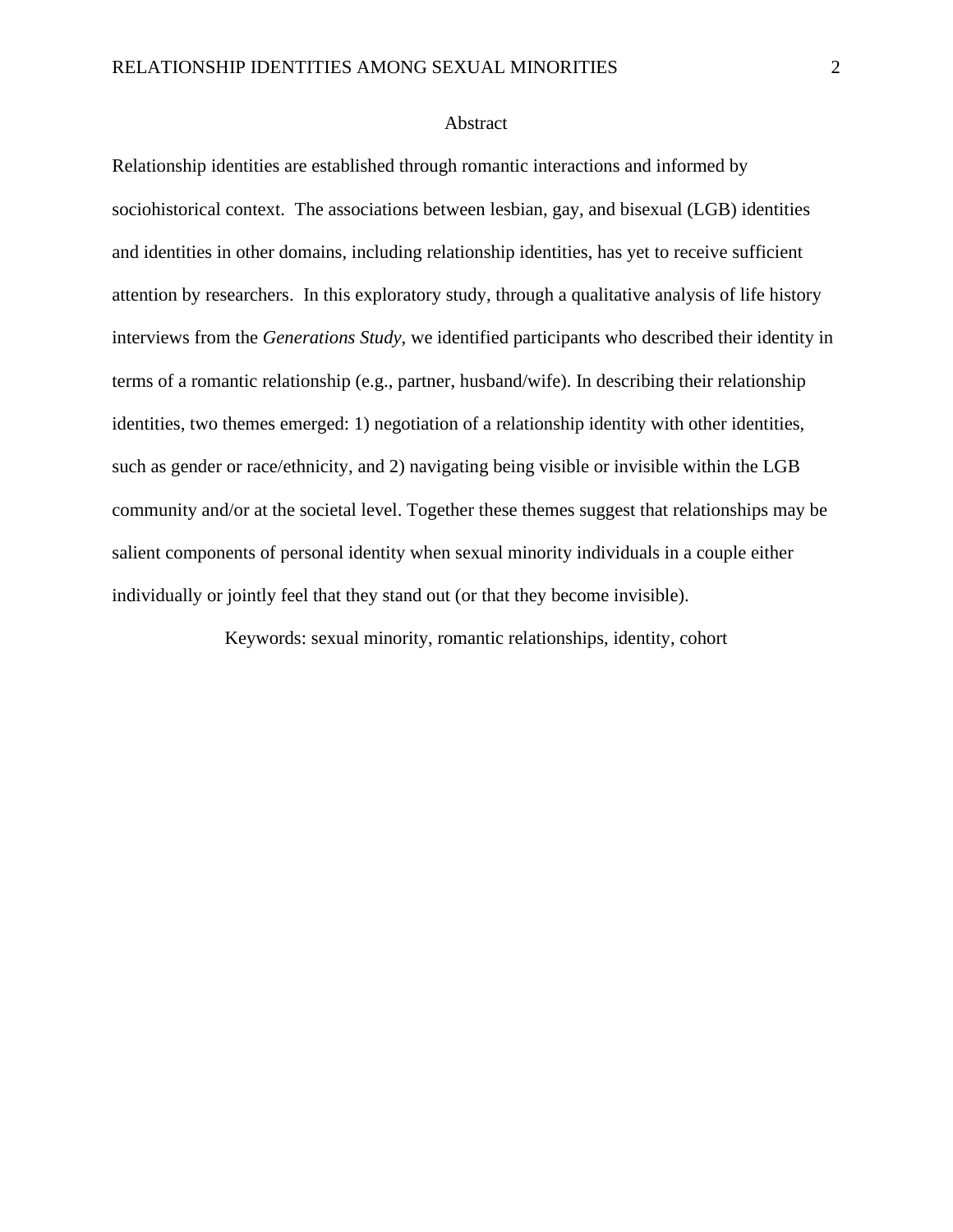# Abstract

Relationship identities are established through romantic interactions and informed by sociohistorical context. The associations between lesbian, gay, and bisexual (LGB) identities and identities in other domains, including relationship identities, has yet to receive sufficient attention by researchers. In this exploratory study, through a qualitative analysis of life history interviews from the *Generations Study*, we identified participants who described their identity in terms of a romantic relationship (e.g., partner, husband/wife). In describing their relationship identities, two themes emerged: 1) negotiation of a relationship identity with other identities, such as gender or race/ethnicity, and 2) navigating being visible or invisible within the LGB community and/or at the societal level. Together these themes suggest that relationships may be salient components of personal identity when sexual minority individuals in a couple either individually or jointly feel that they stand out (or that they become invisible).

Keywords: sexual minority, romantic relationships, identity, cohort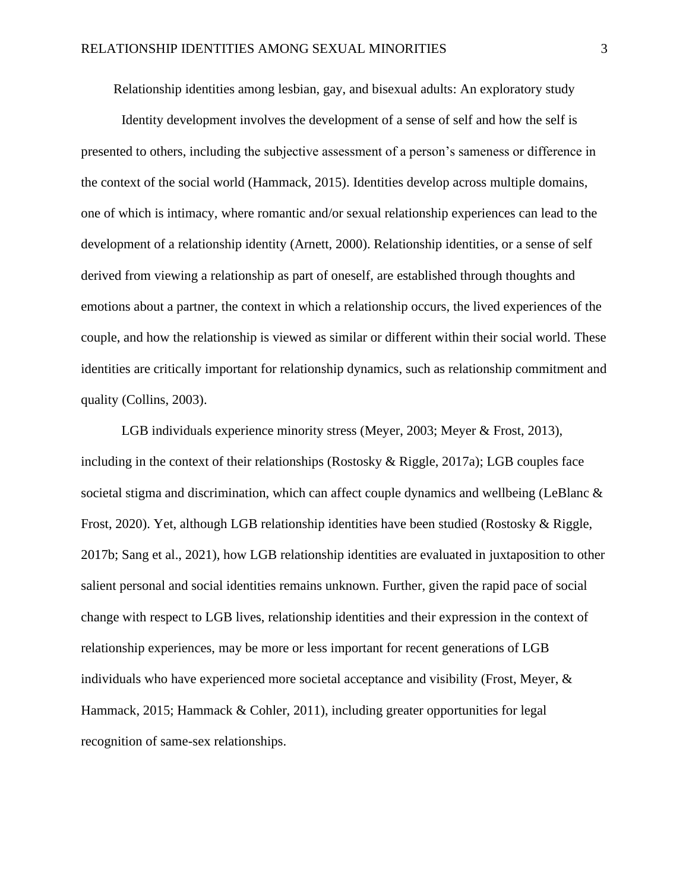# Relationship identities among lesbian, gay, and bisexual adults: An exploratory study

Identity development involves the development of a sense of self and how the self is presented to others, including the subjective assessment of a person's sameness or difference in the context of the social world (Hammack, 2015). Identities develop across multiple domains, one of which is intimacy, where romantic and/or sexual relationship experiences can lead to the development of a relationship identity (Arnett, 2000). Relationship identities, or a sense of self derived from viewing a relationship as part of oneself, are established through thoughts and emotions about a partner, the context in which a relationship occurs, the lived experiences of the couple, and how the relationship is viewed as similar or different within their social world. These identities are critically important for relationship dynamics, such as relationship commitment and quality (Collins, 2003).

LGB individuals experience minority stress (Meyer, 2003; Meyer & Frost, 2013), including in the context of their relationships (Rostosky & Riggle, 2017a); LGB couples face societal stigma and discrimination, which can affect couple dynamics and wellbeing (LeBlanc & Frost, 2020). Yet, although LGB relationship identities have been studied (Rostosky & Riggle, 2017b; Sang et al., 2021), how LGB relationship identities are evaluated in juxtaposition to other salient personal and social identities remains unknown. Further, given the rapid pace of social change with respect to LGB lives, relationship identities and their expression in the context of relationship experiences, may be more or less important for recent generations of LGB individuals who have experienced more societal acceptance and visibility (Frost, Meyer, & Hammack, 2015; Hammack & Cohler, 2011), including greater opportunities for legal recognition of same-sex relationships.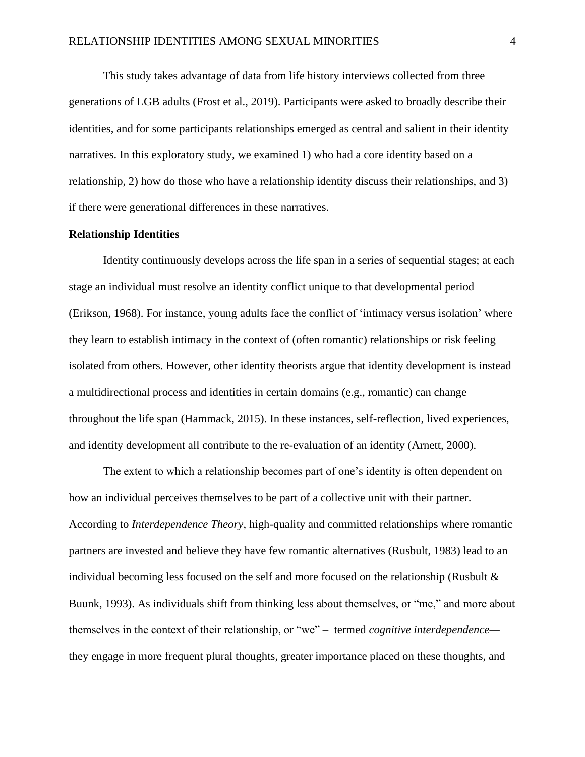This study takes advantage of data from life history interviews collected from three generations of LGB adults (Frost et al., 2019). Participants were asked to broadly describe their identities, and for some participants relationships emerged as central and salient in their identity narratives. In this exploratory study, we examined 1) who had a core identity based on a relationship, 2) how do those who have a relationship identity discuss their relationships, and 3) if there were generational differences in these narratives.

**Relationship Identities**

Identity continuously develops across the life span in a series of sequential stages; at each stage an individual must resolve an identity conflict unique to that developmental period (Erikson, 1968). For instance, young adults face the conflict of 'intimacy versus isolation' where they learn to establish intimacy in the context of (often romantic) relationships or risk feeling isolated from others. However, other identity theorists argue that identity development is instead a multidirectional process and identities in certain domains (e.g., romantic) can change throughout the life span (Hammack, 2015). In these instances, self-reflection, lived experiences, and identity development all contribute to the re-evaluation of an identity (Arnett, 2000).

The extent to which a relationship becomes part of one's identity is often dependent on how an individual perceives themselves to be part of a collective unit with their partner. According to *Interdependence Theory*, high-quality and committed relationships where romantic partners are invested and believe they have few romantic alternatives (Rusbult, 1983) lead to an individual becoming less focused on the self and more focused on the relationship (Rusbult & Buunk, 1993). As individuals shift from thinking less about themselves, or "me," and more about themselves in the context of their relationship, or "we" – termed *cognitive interdependence*— they engage in more frequent plural thoughts, greater importance placed on these thoughts, and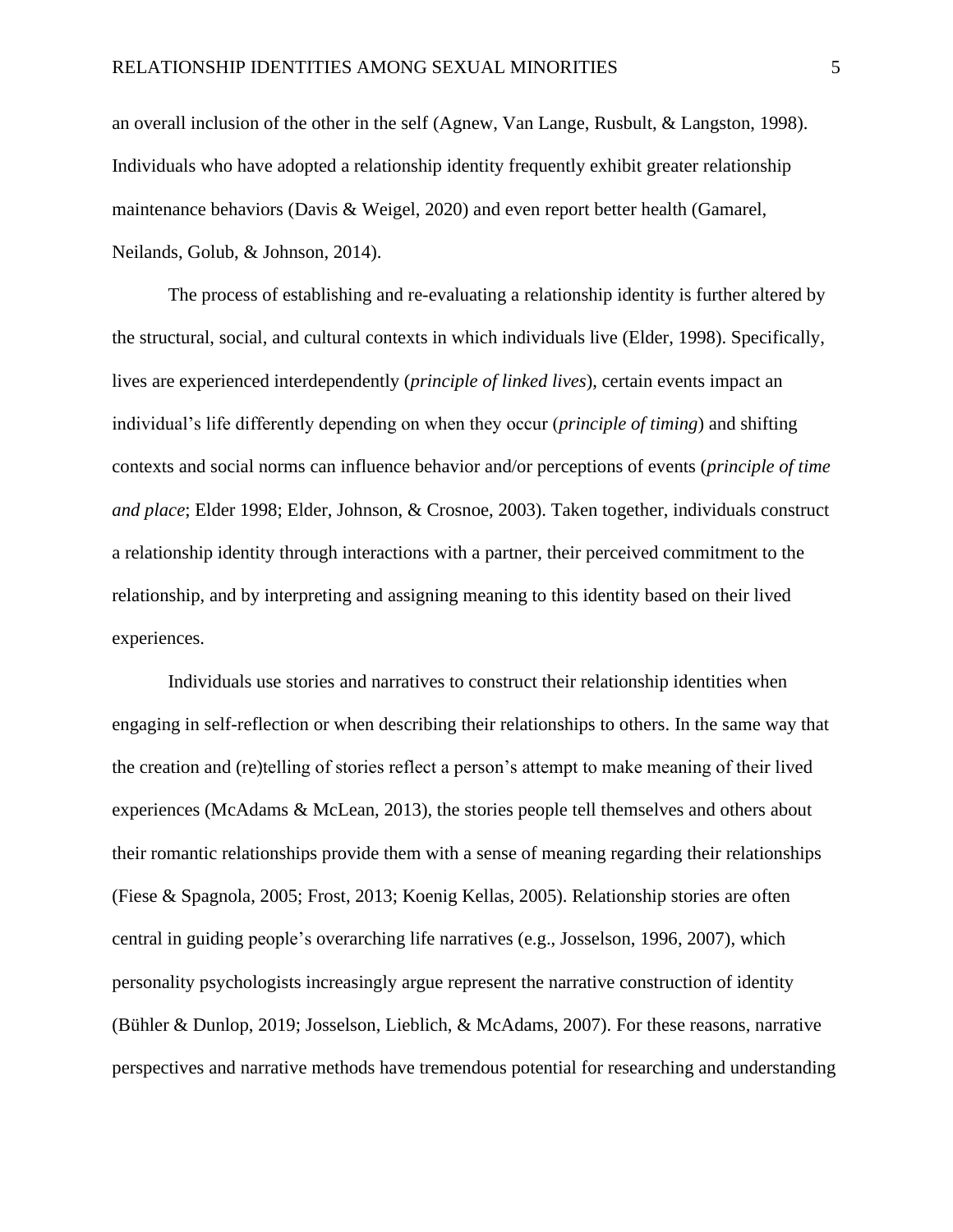an overall inclusion of the other in the self (Agnew, Van Lange, Rusbult, & Langston, 1998). Individuals who have adopted a relationship identity frequently exhibit greater relationship maintenance behaviors (Davis & Weigel, 2020) and even report better health (Gamarel, Neilands, Golub, & Johnson, 2014).

The process of establishing and re-evaluating a relationship identity is further altered by the structural, social, and cultural contexts in which individuals live (Elder, 1998). Specifically, lives are experienced interdependently (*principle of linked lives*), certain events impact an individual's life differently depending on when they occur (*principle of timing*) and shifting contexts and social norms can influence behavior and/or perceptions of events (*principle of time and place*; Elder 1998; Elder, Johnson, & Crosnoe, 2003). Taken together, individuals construct a relationship identity through interactions with a partner, their perceived commitment to the relationship, and by interpreting and assigning meaning to this identity based on their lived experiences.

Individuals use stories and narratives to construct their relationship identities when engaging in self-reflection or when describing their relationships to others. In the same way that the creation and (re)telling of stories reflect a person's attempt to make meaning of their lived experiences (McAdams & McLean, 2013), the stories people tell themselves and others about their romantic relationships provide them with a sense of meaning regarding their relationships (Fiese & Spagnola, 2005; Frost, 2013; Koenig Kellas, 2005). Relationship stories are often central in guiding people's overarching life narratives (e.g., Josselson, 1996, 2007), which personality psychologists increasingly argue represent the narrative construction of identity (Bühler & Dunlop, 2019; Josselson, Lieblich, & McAdams, 2007). For these reasons, narrative perspectives and narrative methods have tremendous potential for researching and understanding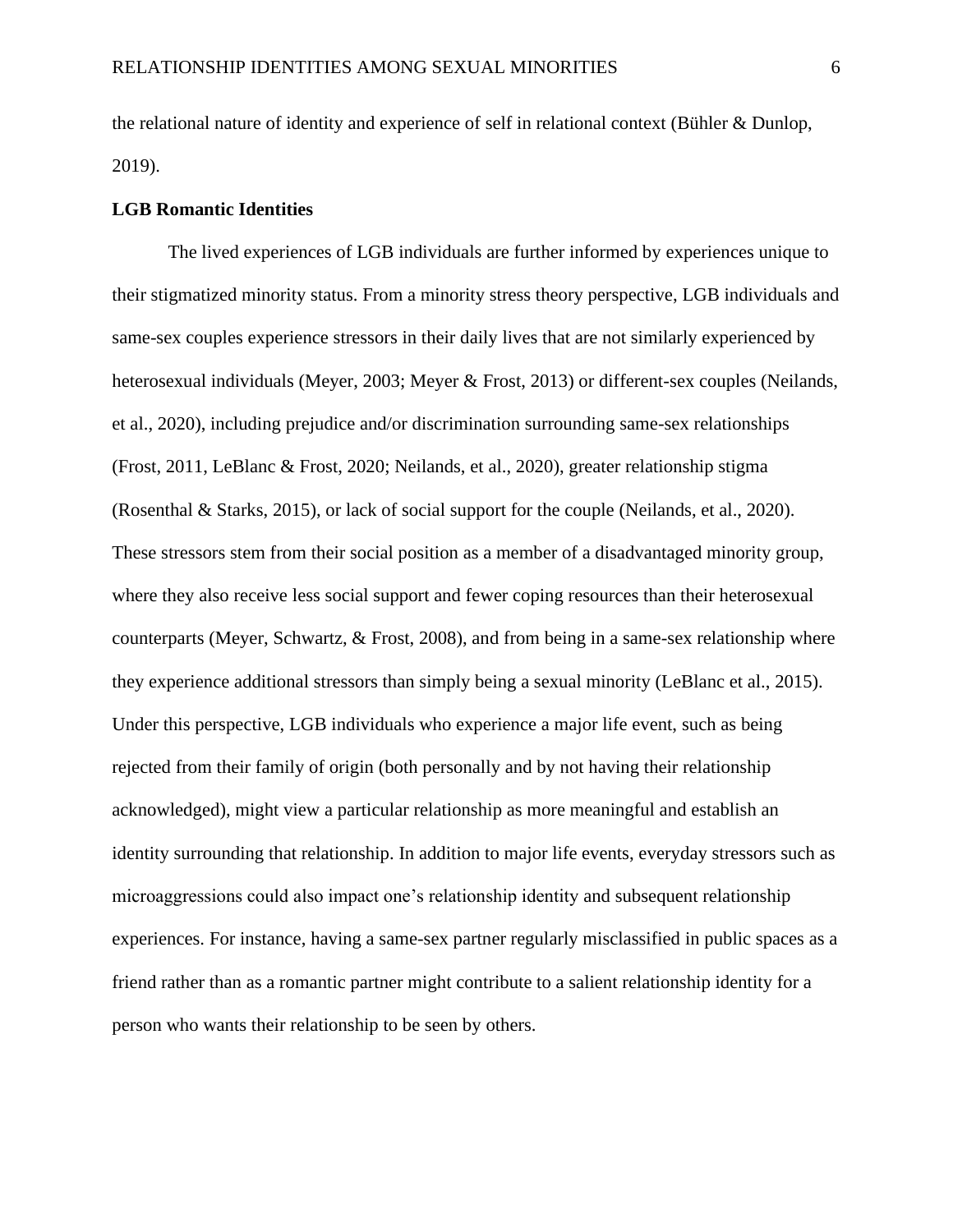the relational nature of identity and experience of self in relational context (Bühler & Dunlop, 2019).

**LGB Romantic Identities**

The lived experiences of LGB individuals are further informed by experiences unique to their stigmatized minority status. From a minority stress theory perspective, LGB individuals and same-sex couples experience stressors in their daily lives that are not similarly experienced by heterosexual individuals (Meyer, 2003; Meyer & Frost, 2013) or different-sex couples (Neilands, et al., 2020), including prejudice and/or discrimination surrounding same-sex relationships (Frost, 2011, LeBlanc & Frost, 2020; Neilands, et al., 2020), greater relationship stigma (Rosenthal & Starks, 2015), or lack of social support for the couple (Neilands, et al., 2020). These stressors stem from their social position as a member of a disadvantaged minority group, where they also receive less social support and fewer coping resources than their heterosexual counterparts (Meyer, Schwartz, & Frost, 2008), and from being in a same-sex relationship where they experience additional stressors than simply being a sexual minority (LeBlanc et al., 2015). Under this perspective, LGB individuals who experience a major life event, such as being rejected from their family of origin (both personally and by not having their relationship acknowledged), might view a particular relationship as more meaningful and establish an identity surrounding that relationship. In addition to major life events, everyday stressors such as microaggressions could also impact one's relationship identity and subsequent relationship experiences. For instance, having a same-sex partner regularly misclassified in public spaces as a friend rather than as a romantic partner might contribute to a salient relationship identity for a person who wants their relationship to be seen by others.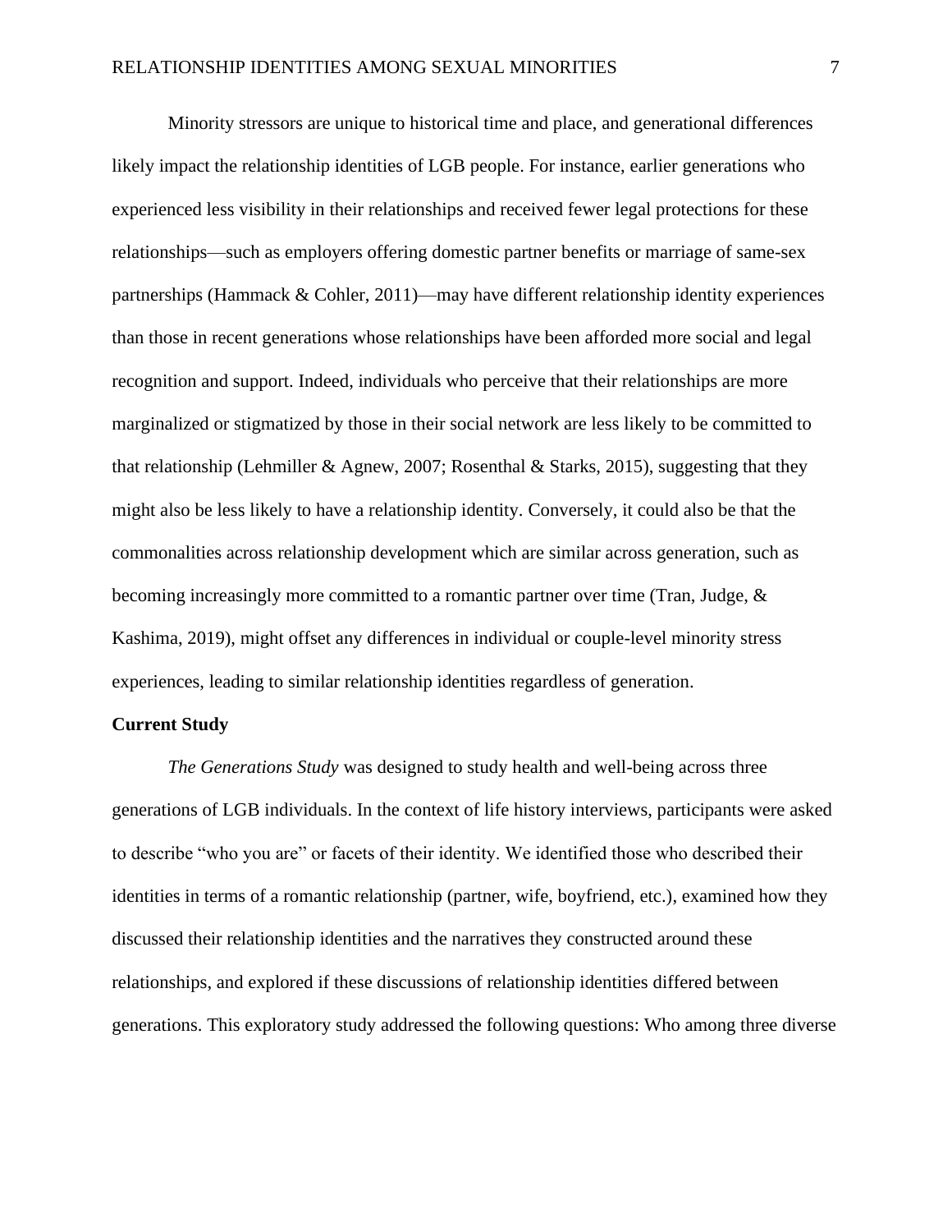Minority stressors are unique to historical time and place, and generational differences likely impact the relationship identities of LGB people. For instance, earlier generations who experienced less visibility in their relationships and received fewer legal protections for these relationships—such as employers offering domestic partner benefits or marriage of same-sex partnerships (Hammack & Cohler, 2011)—may have different relationship identity experiences than those in recent generations whose relationships have been afforded more social and legal recognition and support. Indeed, individuals who perceive that their relationships are more marginalized or stigmatized by those in their social network are less likely to be committed to that relationship (Lehmiller & Agnew, 2007; Rosenthal & Starks, 2015), suggesting that they might also be less likely to have a relationship identity. Conversely, it could also be that the commonalities across relationship development which are similar across generation, such as becoming increasingly more committed to a romantic partner over time (Tran, Judge, & Kashima, 2019), might offset any differences in individual or couple-level minority stress experiences, leading to similar relationship identities regardless of generation.

**Current Study**

*The Generations Study* was designed to study health and well-being across three generations of LGB individuals. In the context of life history interviews, participants were asked to describe "who you are" or facets of their identity. We identified those who described their identities in terms of a romantic relationship (partner, wife, boyfriend, etc.), examined how they discussed their relationship identities and the narratives they constructed around these relationships, and explored if these discussions of relationship identities differed between generations. This exploratory study addressed the following questions: Who among three diverse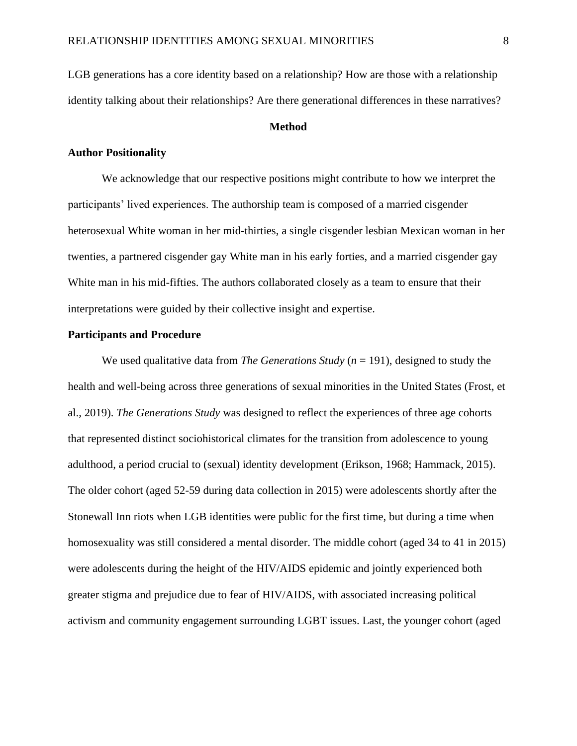LGB generations has a core identity based on a relationship? How are those with a relationship identity talking about their relationships? Are there generational differences in these narratives?

## Method

### Author Positionality

We acknowledge that our respective positions might contribute to how we interpret the participants' lived experiences. The authorship team is composed of a married cisgender heterosexual White woman in her mid-thirties, a single cisgender lesbian Mexican woman in her twenties, a partnered cisgender gay White man in his early forties, and a married cisgender gay White man in his mid-fifties. The authors collaborated closely as a team to ensure that their interpretations were guided by their collective insight and expertise.

### Participants and Procedure

We used qualitative data from *The Generations Study* ($n$ = 191), designed to study the health and well-being across three generations of sexual minorities in the United States (Frost, et al., 2019). *The Generations Study* was designed to reflect the experiences of three age cohorts that represented distinct sociohistorical climates for the transition from adolescence to young adulthood, a period crucial to (sexual) identity development (Erikson, 1968; Hammack, 2015). The older cohort (aged 52-59 during data collection in 2015) were adolescents shortly after the Stonewall Inn riots when LGB identities were public for the first time, but during a time when homosexuality was still considered a mental disorder. The middle cohort (aged 34 to 41 in 2015) were adolescents during the height of the HIV/AIDS epidemic and jointly experienced both greater stigma and prejudice due to fear of HIV/AIDS, with associated increasing political activism and community engagement surrounding LGBT issues. Last, the younger cohort (aged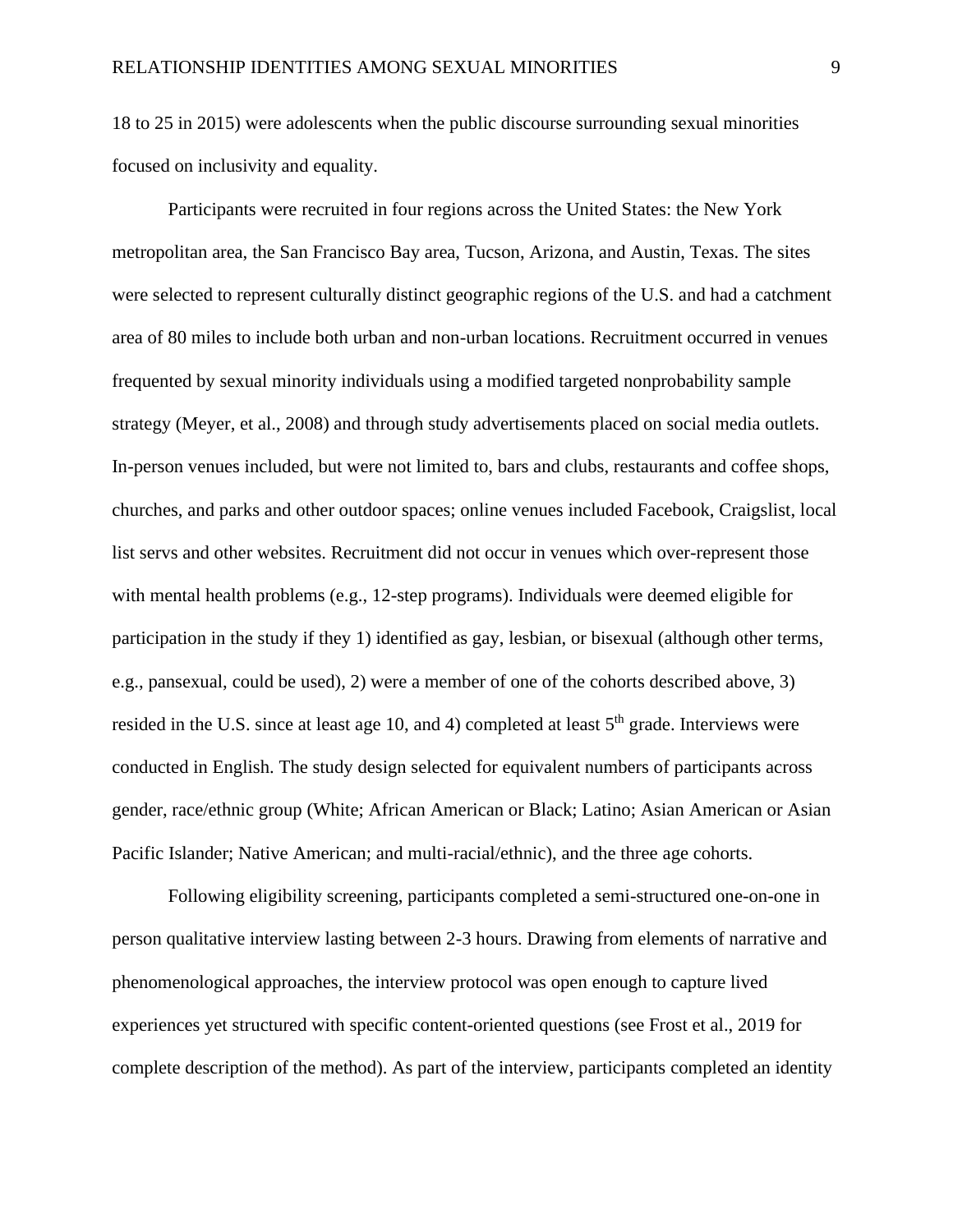18 to 25 in 2015) were adolescents when the public discourse surrounding sexual minorities focused on inclusivity and equality.

Participants were recruited in four regions across the United States: the New York metropolitan area, the San Francisco Bay area, Tucson, Arizona, and Austin, Texas. The sites were selected to represent culturally distinct geographic regions of the U.S. and had a catchment area of 80 miles to include both urban and non-urban locations. Recruitment occurred in venues frequented by sexual minority individuals using a modified targeted nonprobability sample strategy (Meyer, et al., 2008) and through study advertisements placed on social media outlets. In-person venues included, but were not limited to, bars and clubs, restaurants and coffee shops, churches, and parks and other outdoor spaces; online venues included Facebook, Craigslist, local list servs and other websites. Recruitment did not occur in venues which over-represent those with mental health problems (e.g., 12-step programs). Individuals were deemed eligible for participation in the study if they 1) identified as gay, lesbian, or bisexual (although other terms, e.g., pansexual, could be used), 2) were a member of one of the cohorts described above, 3) resided in the U.S. since at least age 10, and 4) completed at least 5th grade. Interviews were conducted in English. The study design selected for equivalent numbers of participants across gender, race/ethnic group (White; African American or Black; Latino; Asian American or Asian Pacific Islander; Native American; and multi-racial/ethnic), and the three age cohorts.

Following eligibility screening, participants completed a semi-structured one-on-one in person qualitative interview lasting between 2-3 hours. Drawing from elements of narrative and phenomenological approaches, the interview protocol was open enough to capture lived experiences yet structured with specific content-oriented questions (see Frost et al., 2019 for complete description of the method). As part of the interview, participants completed an identity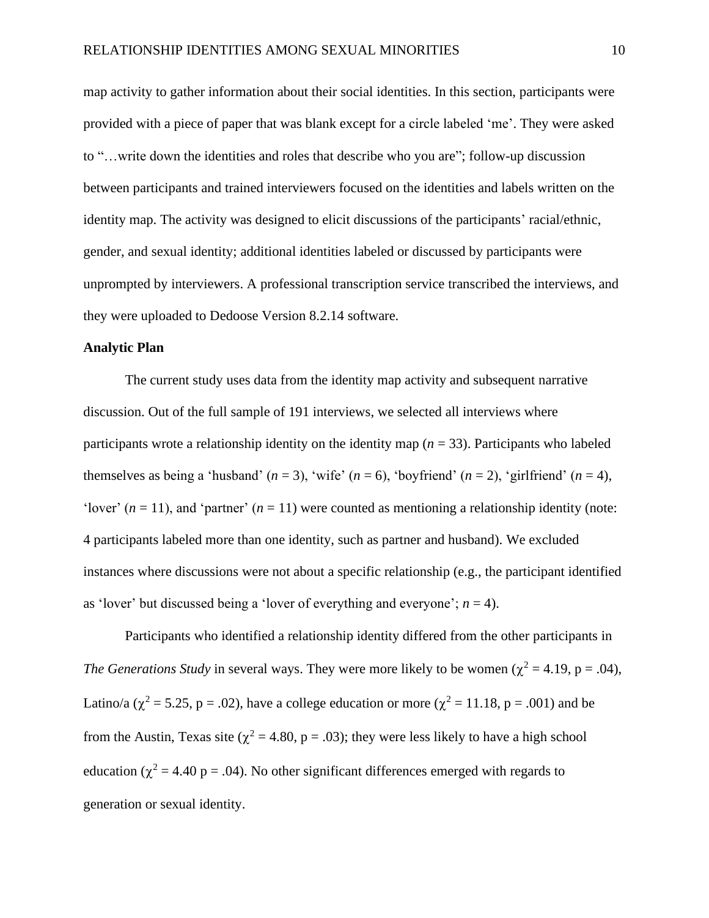map activity to gather information about their social identities. In this section, participants were provided with a piece of paper that was blank except for a circle labeled 'me'. They were asked to "…write down the identities and roles that describe who you are"; follow-up discussion between participants and trained interviewers focused on the identities and labels written on the identity map. The activity was designed to elicit discussions of the participants' racial/ethnic, gender, and sexual identity; additional identities labeled or discussed by participants were unprompted by interviewers. A professional transcription service transcribed the interviews, and they were uploaded to Dedoose Version 8.2.14 software.

**Analytic Plan**

The current study uses data from the identity map activity and subsequent narrative discussion. Out of the full sample of 191 interviews, we selected all interviews where participants wrote a relationship identity on the identity map ($n$ = 33). Participants who labeled themselves as being a 'husband' ($n$ = 3), 'wife' ($n$ = 6), 'boyfriend' ($n$ = 2), 'girlfriend' ($n$ = 4), 'lover' ($n$ = 11), and 'partner' ($n$ = 11) were counted as mentioning a relationship identity (note: 4 participants labeled more than one identity, such as partner and husband). We excluded instances where discussions were not about a specific relationship (e.g., the participant identified as 'lover' but discussed being a 'lover of everything and everyone'; $n$ = 4).

Participants who identified a relationship identity differed from the other participants in *The Generations Study* in several ways. They were more likely to be women ($\chi^2$ = 4.19, p = .04), Latino/a ($\chi^2$ = 5.25, p = .02), have a college education or more ($\chi^2$ = 11.18, p = .001) and be from the Austin, Texas site ($\chi^2$ = 4.80, p = .03); they were less likely to have a high school education ($\chi^2$ = 4.40 p = .04). No other significant differences emerged with regards to generation or sexual identity.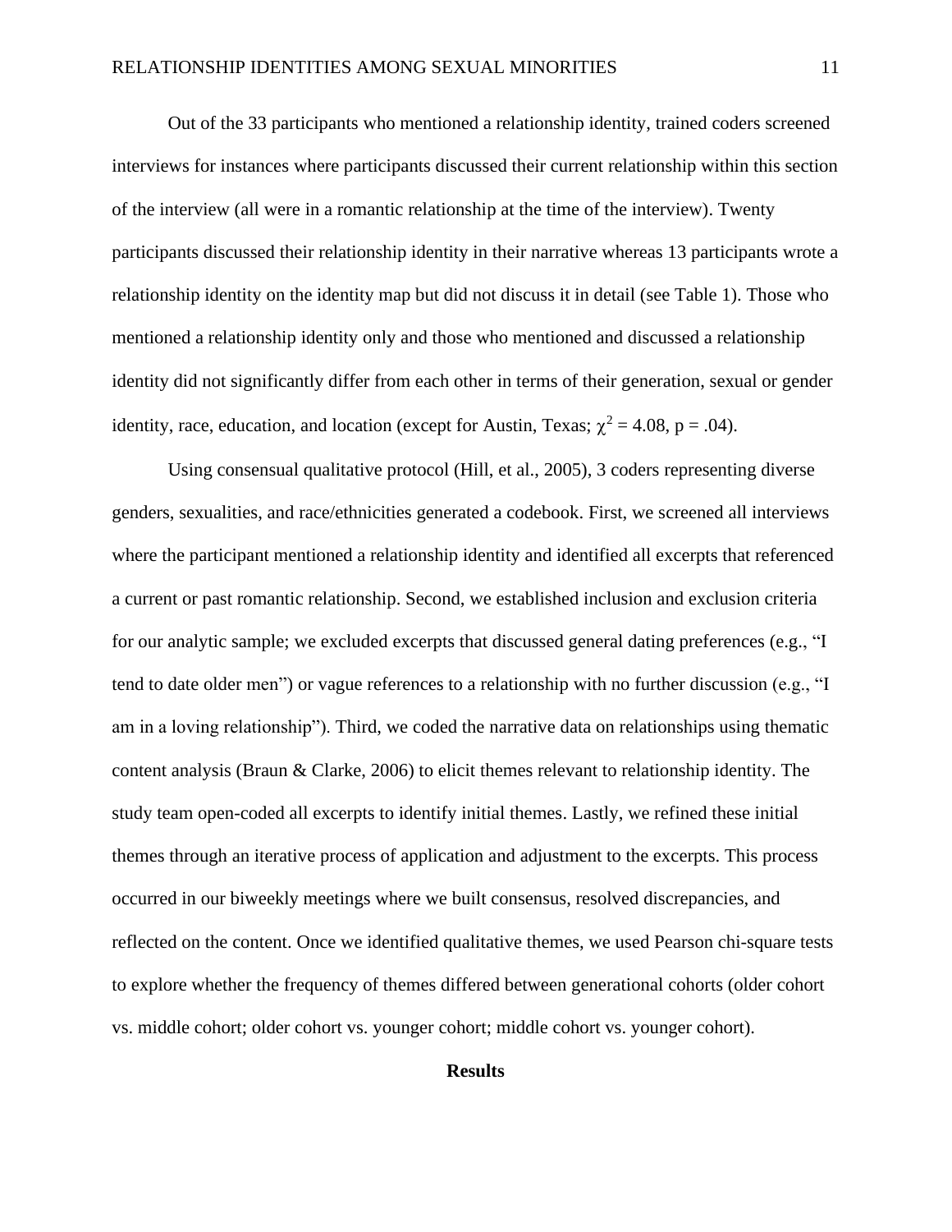Out of the 33 participants who mentioned a relationship identity, trained coders screened interviews for instances where participants discussed their current relationship within this section of the interview (all were in a romantic relationship at the time of the interview). Twenty participants discussed their relationship identity in their narrative whereas 13 participants wrote a relationship identity on the identity map but did not discuss it in detail (see Table 1). Those who mentioned a relationship identity only and those who mentioned and discussed a relationship identity did not significantly differ from each other in terms of their generation, sexual or gender identity, race, education, and location (except for Austin, Texas; $\chi^2 = 4.08$, $p = .04$).

Using consensual qualitative protocol (Hill, et al., 2005), 3 coders representing diverse genders, sexualities, and race/ethnicities generated a codebook. First, we screened all interviews where the participant mentioned a relationship identity and identified all excerpts that referenced a current or past romantic relationship. Second, we established inclusion and exclusion criteria for our analytic sample; we excluded excerpts that discussed general dating preferences (e.g., "I tend to date older men") or vague references to a relationship with no further discussion (e.g., "I am in a loving relationship"). Third, we coded the narrative data on relationships using thematic content analysis (Braun & Clarke, 2006) to elicit themes relevant to relationship identity. The study team open-coded all excerpts to identify initial themes. Lastly, we refined these initial themes through an iterative process of application and adjustment to the excerpts. This process occurred in our biweekly meetings where we built consensus, resolved discrepancies, and reflected on the content. Once we identified qualitative themes, we used Pearson chi-square tests to explore whether the frequency of themes differed between generational cohorts (older cohort vs. middle cohort; older cohort vs. younger cohort; middle cohort vs. younger cohort).

## Results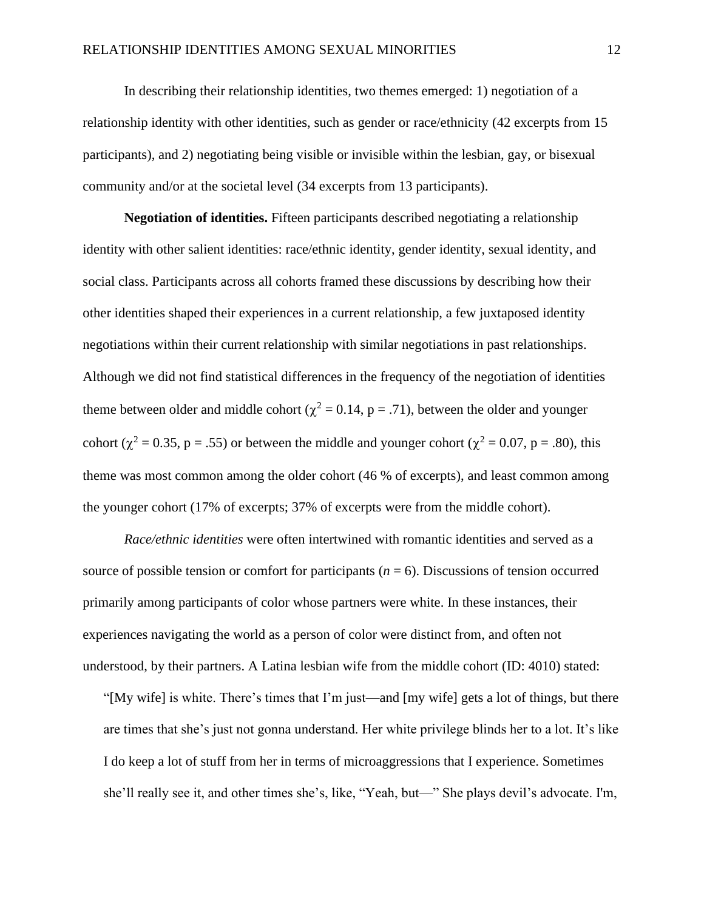In describing their relationship identities, two themes emerged: 1) negotiation of a relationship identity with other identities, such as gender or race/ethnicity (42 excerpts from 15 participants), and 2) negotiating being visible or invisible within the lesbian, gay, or bisexual community and/or at the societal level (34 excerpts from 13 participants).

**Negotiation of identities.** Fifteen participants described negotiating a relationship identity with other salient identities: race/ethnic identity, gender identity, sexual identity, and social class. Participants across all cohorts framed these discussions by describing how their other identities shaped their experiences in a current relationship, a few juxtaposed identity negotiations within their current relationship with similar negotiations in past relationships. Although we did not find statistical differences in the frequency of the negotiation of identities theme between older and middle cohort ($\chi^2$ = 0.14, p = .71), between the older and younger cohort ($\chi^2$ = 0.35, p = .55) or between the middle and younger cohort ($\chi^2$ = 0.07, p = .80), this theme was most common among the older cohort (46 % of excerpts), and least common among the younger cohort (17% of excerpts; 37% of excerpts were from the middle cohort).

*Race/ethnic identities* were often intertwined with romantic identities and served as a source of possible tension or comfort for participants (*n* = 6). Discussions of tension occurred primarily among participants of color whose partners were white. In these instances, their experiences navigating the world as a person of color were distinct from, and often not understood, by their partners. A Latina lesbian wife from the middle cohort (ID: 4010) stated:

> "[My wife] is white. There's times that I'm just—and [my wife] gets a lot of things, but there are times that she's just not gonna understand. Her white privilege blinds her to a lot. It's like I do keep a lot of stuff from her in terms of microaggressions that I experience. Sometimes she'll really see it, and other times she's, like, "Yeah, but—" She plays devil's advocate. I'm,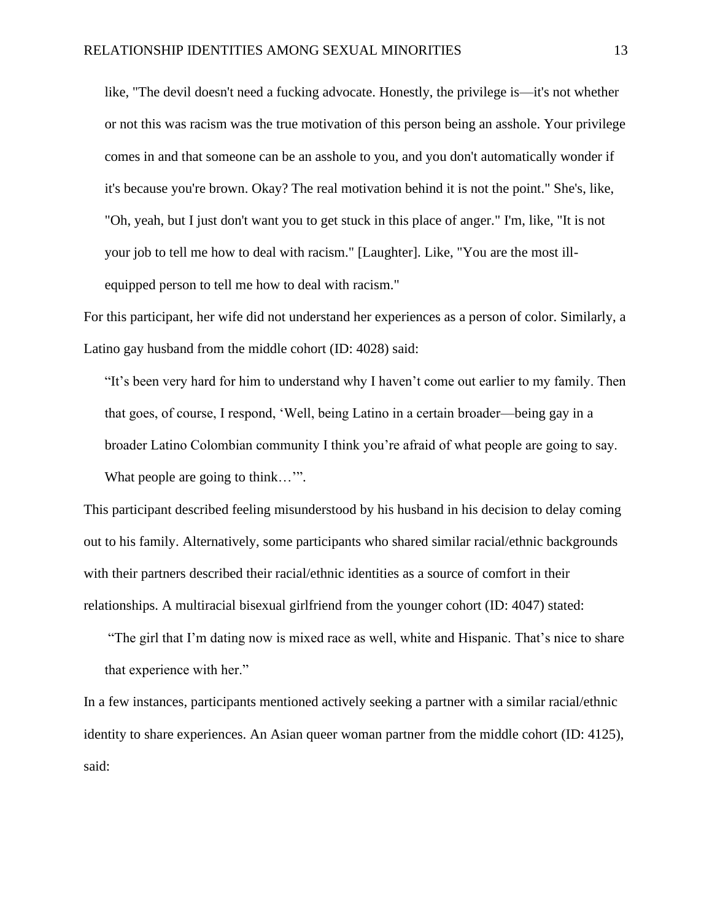> like, "The devil doesn't need a fucking advocate. Honestly, the privilege is—it's not whether or not this was racism was the true motivation of this person being an asshole. Your privilege comes in and that someone can be an asshole to you, and you don't automatically wonder if it's because you're brown. Okay? The real motivation behind it is not the point." She's, like, "Oh, yeah, but I just don't want you to get stuck in this place of anger." I'm, like, "It is not your job to tell me how to deal with racism." [Laughter]. Like, "You are the most ill-equipped person to tell me how to deal with racism."

For this participant, her wife did not understand her experiences as a person of color. Similarly, a Latino gay husband from the middle cohort (ID: 4028) said:

> "It's been very hard for him to understand why I haven't come out earlier to my family. Then that goes, of course, I respond, 'Well, being Latino in a certain broader—being gay in a broader Latino Colombian community I think you're afraid of what people are going to say. What people are going to think…'".

This participant described feeling misunderstood by his husband in his decision to delay coming out to his family. Alternatively, some participants who shared similar racial/ethnic backgrounds with their partners described their racial/ethnic identities as a source of comfort in their relationships. A multiracial bisexual girlfriend from the younger cohort (ID: 4047) stated:

> "The girl that I'm dating now is mixed race as well, white and Hispanic. That's nice to share that experience with her."

In a few instances, participants mentioned actively seeking a partner with a similar racial/ethnic identity to share experiences. An Asian queer woman partner from the middle cohort (ID: 4125), said: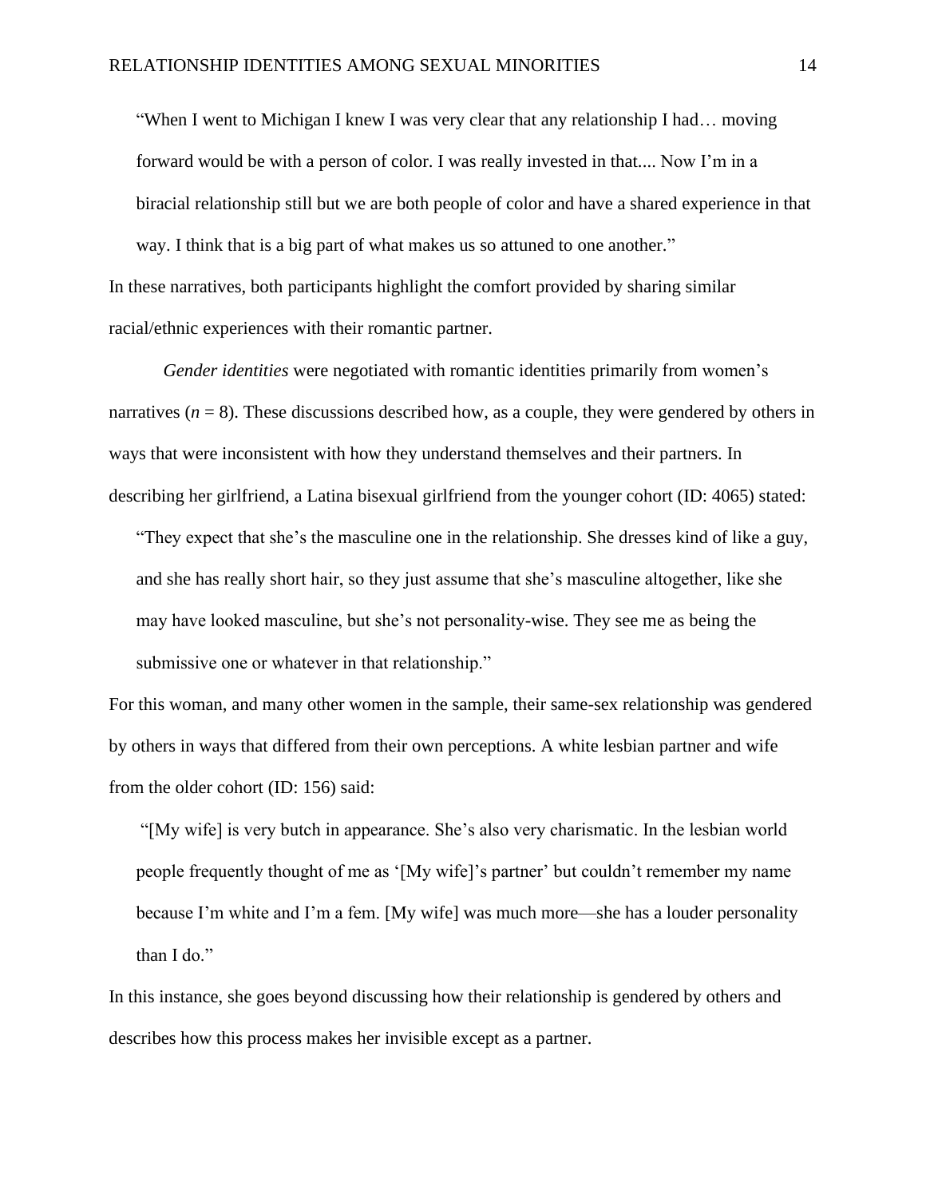> "When I went to Michigan I knew I was very clear that any relationship I had… moving forward would be with a person of color. I was really invested in that.... Now I'm in a biracial relationship still but we are both people of color and have a shared experience in that way. I think that is a big part of what makes us so attuned to one another."

In these narratives, both participants highlight the comfort provided by sharing similar racial/ethnic experiences with their romantic partner.

*Gender identities* were negotiated with romantic identities primarily from women's narratives (*n* = 8). These discussions described how, as a couple, they were gendered by others in ways that were inconsistent with how they understand themselves and their partners. In describing her girlfriend, a Latina bisexual girlfriend from the younger cohort (ID: 4065) stated:

> "They expect that she's the masculine one in the relationship. She dresses kind of like a guy, and she has really short hair, so they just assume that she's masculine altogether, like she may have looked masculine, but she's not personality-wise. They see me as being the submissive one or whatever in that relationship."

For this woman, and many other women in the sample, their same-sex relationship was gendered by others in ways that differed from their own perceptions. A white lesbian partner and wife from the older cohort (ID: 156) said:

> "[My wife] is very butch in appearance. She's also very charismatic. In the lesbian world people frequently thought of me as '[My wife]'s partner' but couldn't remember my name because I'm white and I'm a fem. [My wife] was much more—she has a louder personality than I do."

In this instance, she goes beyond discussing how their relationship is gendered by others and describes how this process makes her invisible except as a partner.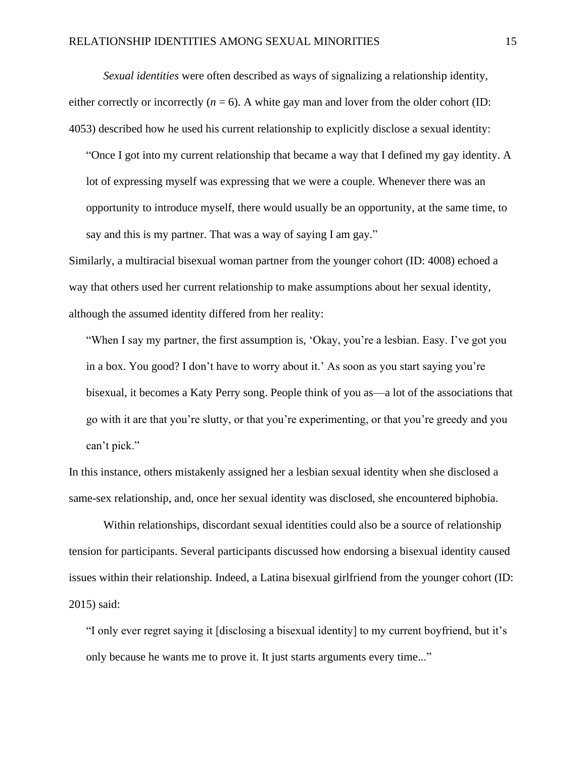*Sexual identities* were often described as ways of signalizing a relationship identity, either correctly or incorrectly ($n$ = 6). A white gay man and lover from the older cohort (ID: 4053) described how he used his current relationship to explicitly disclose a sexual identity:

> "Once I got into my current relationship that became a way that I defined my gay identity. A lot of expressing myself was expressing that we were a couple. Whenever there was an opportunity to introduce myself, there would usually be an opportunity, at the same time, to say and this is my partner. That was a way of saying I am gay."

Similarly, a multiracial bisexual woman partner from the younger cohort (ID: 4008) echoed a way that others used her current relationship to make assumptions about her sexual identity, although the assumed identity differed from her reality:

> "When I say my partner, the first assumption is, 'Okay, you're a lesbian. Easy. I've got you in a box. You good? I don't have to worry about it.' As soon as you start saying you're bisexual, it becomes a Katy Perry song. People think of you as—a lot of the associations that go with it are that you're slutty, or that you're experimenting, or that you're greedy and you can't pick."

In this instance, others mistakenly assigned her a lesbian sexual identity when she disclosed a same-sex relationship, and, once her sexual identity was disclosed, she encountered biphobia.

Within relationships, discordant sexual identities could also be a source of relationship tension for participants. Several participants discussed how endorsing a bisexual identity caused issues within their relationship. Indeed, a Latina bisexual girlfriend from the younger cohort (ID: 2015) said:

> "I only ever regret saying it [disclosing a bisexual identity] to my current boyfriend, but it's only because he wants me to prove it. It just starts arguments every time..."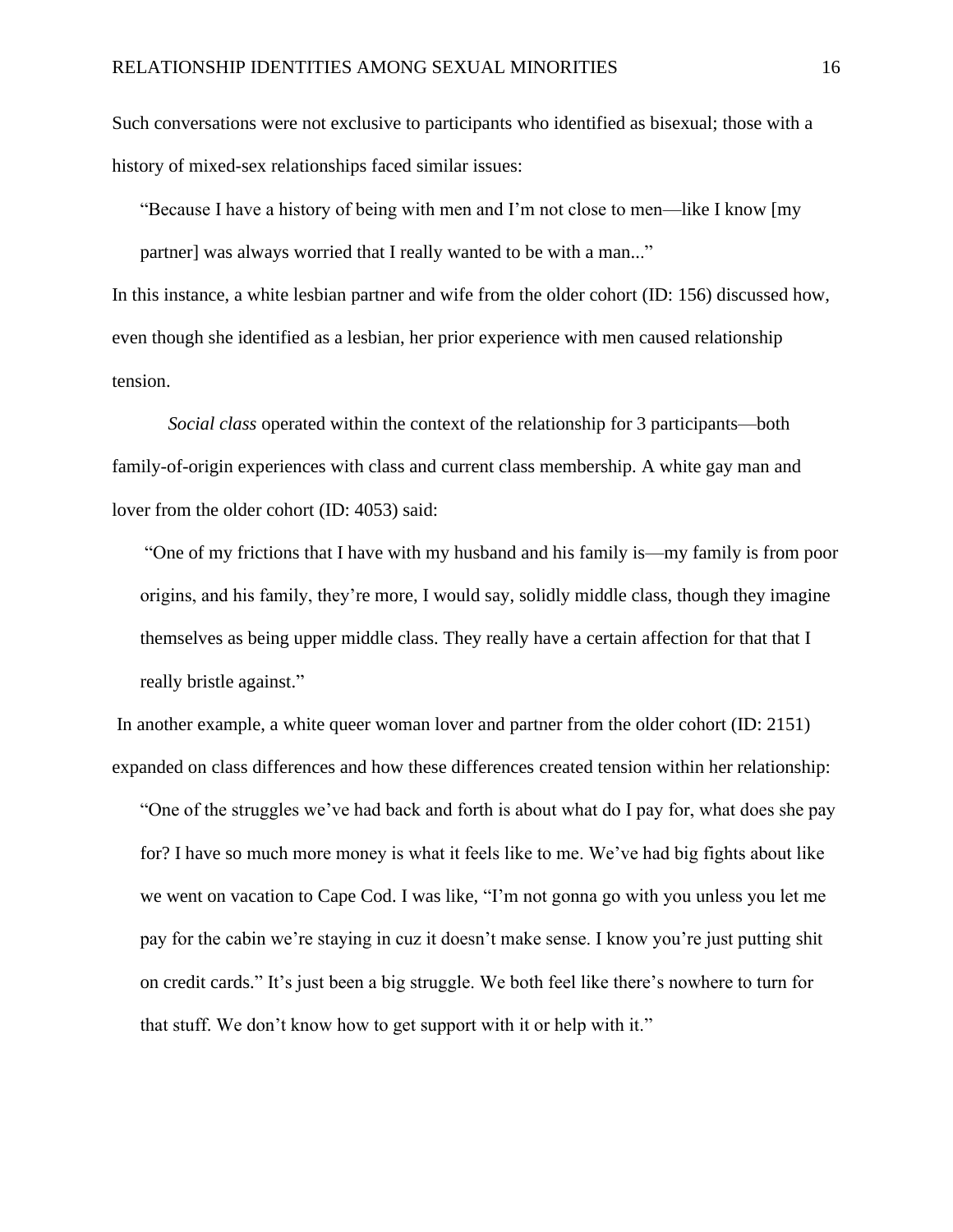Such conversations were not exclusive to participants who identified as bisexual; those with a history of mixed-sex relationships faced similar issues:

> "Because I have a history of being with men and I'm not close to men—like I know [my partner] was always worried that I really wanted to be with a man..."

In this instance, a white lesbian partner and wife from the older cohort (ID: 156) discussed how, even though she identified as a lesbian, her prior experience with men caused relationship tension.

*Social class* operated within the context of the relationship for 3 participants—both family-of-origin experiences with class and current class membership. A white gay man and lover from the older cohort (ID: 4053) said:

> "One of my frictions that I have with my husband and his family is—my family is from poor origins, and his family, they're more, I would say, solidly middle class, though they imagine themselves as being upper middle class. They really have a certain affection for that that I really bristle against."

In another example, a white queer woman lover and partner from the older cohort (ID: 2151) expanded on class differences and how these differences created tension within her relationship:

> "One of the struggles we've had back and forth is about what do I pay for, what does she pay for? I have so much more money is what it feels like to me. We've had big fights about like we went on vacation to Cape Cod. I was like, "I'm not gonna go with you unless you let me pay for the cabin we're staying in cuz it doesn't make sense. I know you're just putting shit on credit cards." It's just been a big struggle. We both feel like there's nowhere to turn for that stuff. We don't know how to get support with it or help with it."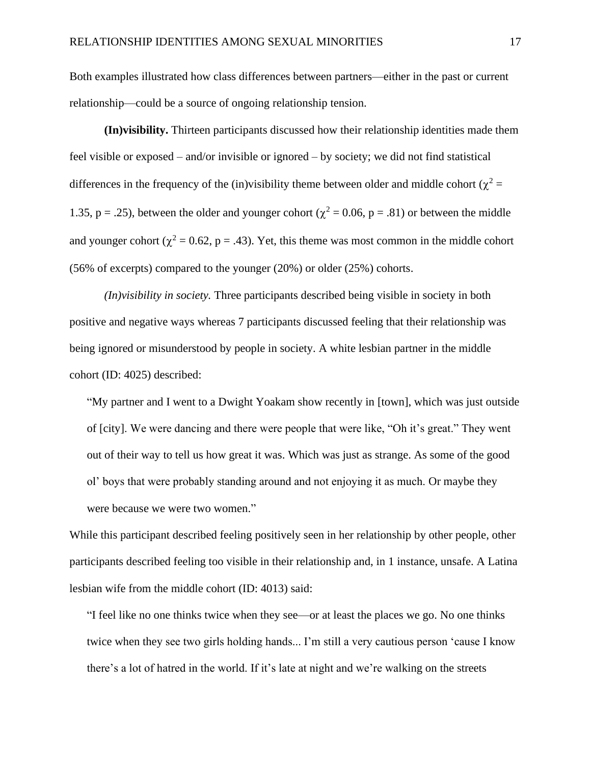Both examples illustrated how class differences between partners—either in the past or current relationship—could be a source of ongoing relationship tension.

**(In)visibility.** Thirteen participants discussed how their relationship identities made them feel visible or exposed – and/or invisible or ignored – by society; we did not find statistical differences in the frequency of the (in)visibility theme between older and middle cohort ($\chi^2$ = 1.35, p = .25), between the older and younger cohort ($\chi^2$ = 0.06, p = .81) or between the middle and younger cohort ($\chi^2$ = 0.62, p = .43). Yet, this theme was most common in the middle cohort (56% of excerpts) compared to the younger (20%) or older (25%) cohorts.

*(In)visibility in society.* Three participants described being visible in society in both positive and negative ways whereas 7 participants discussed feeling that their relationship was being ignored or misunderstood by people in society. A white lesbian partner in the middle cohort (ID: 4025) described:

> "My partner and I went to a Dwight Yoakam show recently in [town], which was just outside of [city]. We were dancing and there were people that were like, "Oh it's great." They went out of their way to tell us how great it was. Which was just as strange. As some of the good ol' boys that were probably standing around and not enjoying it as much. Or maybe they were because we were two women."

While this participant described feeling positively seen in her relationship by other people, other participants described feeling too visible in their relationship and, in 1 instance, unsafe. A Latina lesbian wife from the middle cohort (ID: 4013) said:

> "I feel like no one thinks twice when they see—or at least the places we go. No one thinks twice when they see two girls holding hands... I'm still a very cautious person 'cause I know there's a lot of hatred in the world. If it's late at night and we're walking on the streets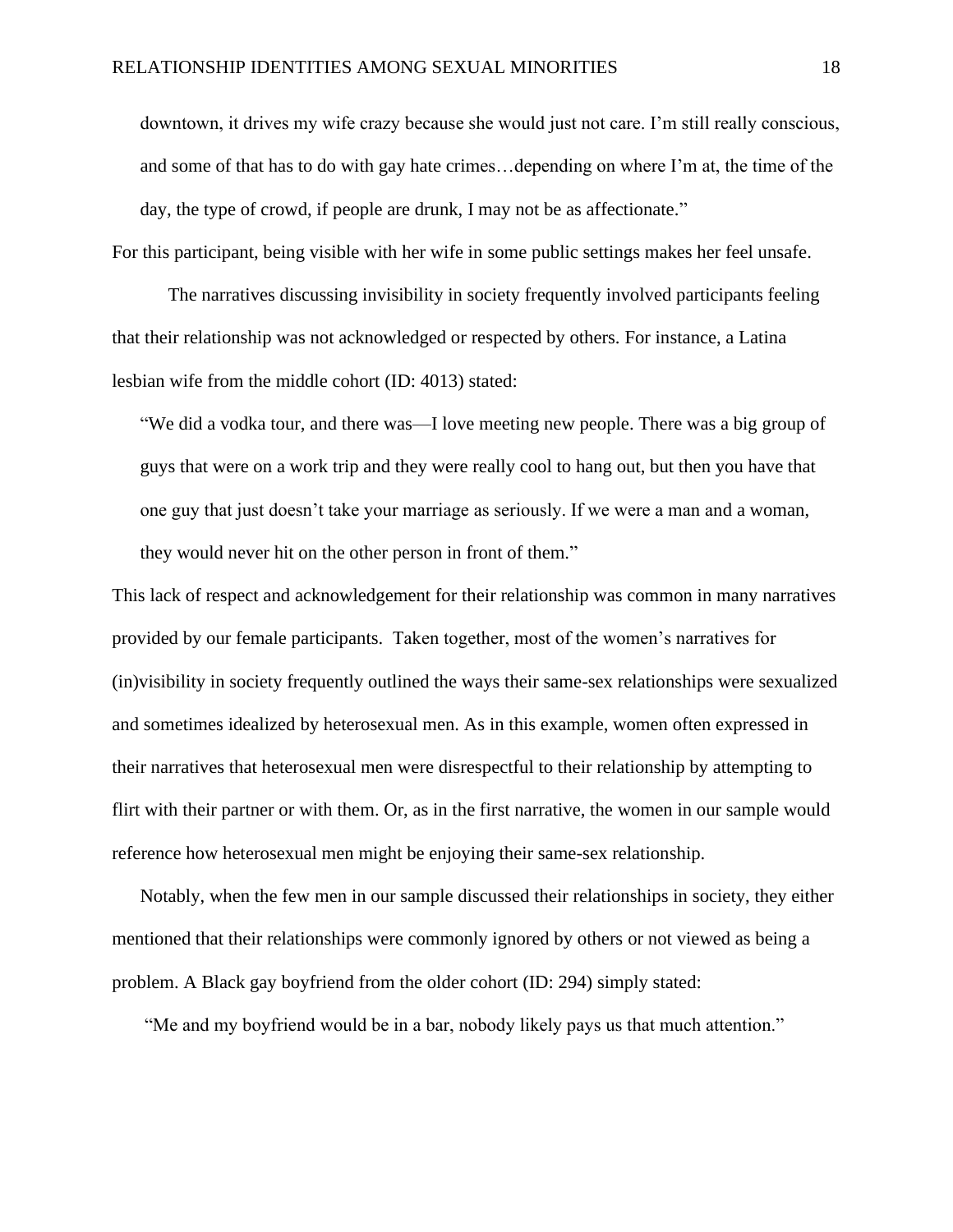downtown, it drives my wife crazy because she would just not care. I'm still really conscious, and some of that has to do with gay hate crimes…depending on where I'm at, the time of the day, the type of crowd, if people are drunk, I may not be as affectionate."

For this participant, being visible with her wife in some public settings makes her feel unsafe.

The narratives discussing invisibility in society frequently involved participants feeling that their relationship was not acknowledged or respected by others. For instance, a Latina lesbian wife from the middle cohort (ID: 4013) stated:

> "We did a vodka tour, and there was—I love meeting new people. There was a big group of guys that were on a work trip and they were really cool to hang out, but then you have that one guy that just doesn't take your marriage as seriously. If we were a man and a woman, they would never hit on the other person in front of them."

This lack of respect and acknowledgement for their relationship was common in many narratives provided by our female participants. Taken together, most of the women's narratives for (in)visibility in society frequently outlined the ways their same-sex relationships were sexualized and sometimes idealized by heterosexual men. As in this example, women often expressed in their narratives that heterosexual men were disrespectful to their relationship by attempting to flirt with their partner or with them. Or, as in the first narrative, the women in our sample would reference how heterosexual men might be enjoying their same-sex relationship.

Notably, when the few men in our sample discussed their relationships in society, they either mentioned that their relationships were commonly ignored by others or not viewed as being a problem. A Black gay boyfriend from the older cohort (ID: 294) simply stated:

> "Me and my boyfriend would be in a bar, nobody likely pays us that much attention."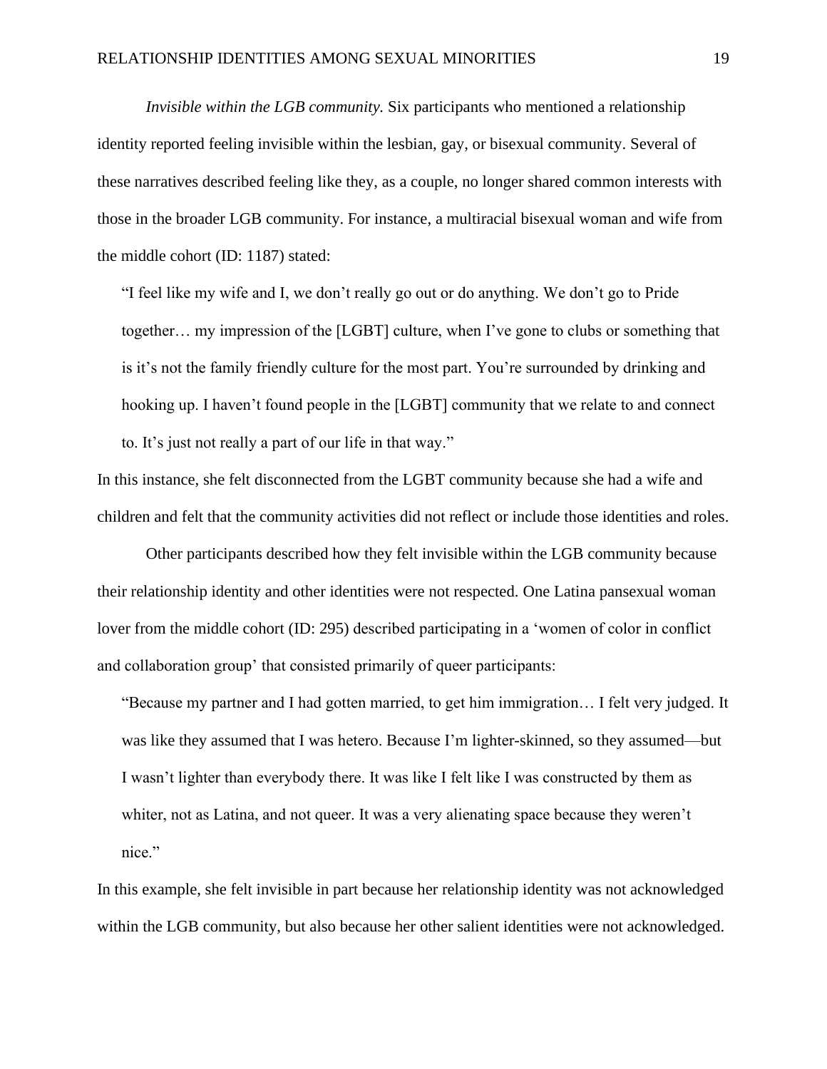*Invisible within the LGB community.* Six participants who mentioned a relationship identity reported feeling invisible within the lesbian, gay, or bisexual community. Several of these narratives described feeling like they, as a couple, no longer shared common interests with those in the broader LGB community. For instance, a multiracial bisexual woman and wife from the middle cohort (ID: 1187) stated:

> "I feel like my wife and I, we don't really go out or do anything. We don't go to Pride together… my impression of the [LGBT] culture, when I've gone to clubs or something that is it's not the family friendly culture for the most part. You're surrounded by drinking and hooking up. I haven't found people in the [LGBT] community that we relate to and connect to. It's just not really a part of our life in that way."

In this instance, she felt disconnected from the LGBT community because she had a wife and children and felt that the community activities did not reflect or include those identities and roles.

Other participants described how they felt invisible within the LGB community because their relationship identity and other identities were not respected. One Latina pansexual woman lover from the middle cohort (ID: 295) described participating in a 'women of color in conflict and collaboration group' that consisted primarily of queer participants:

> "Because my partner and I had gotten married, to get him immigration… I felt very judged. It was like they assumed that I was hetero. Because I'm lighter-skinned, so they assumed—but I wasn't lighter than everybody there. It was like I felt like I was constructed by them as whiter, not as Latina, and not queer. It was a very alienating space because they weren't nice."

In this example, she felt invisible in part because her relationship identity was not acknowledged within the LGB community, but also because her other salient identities were not acknowledged.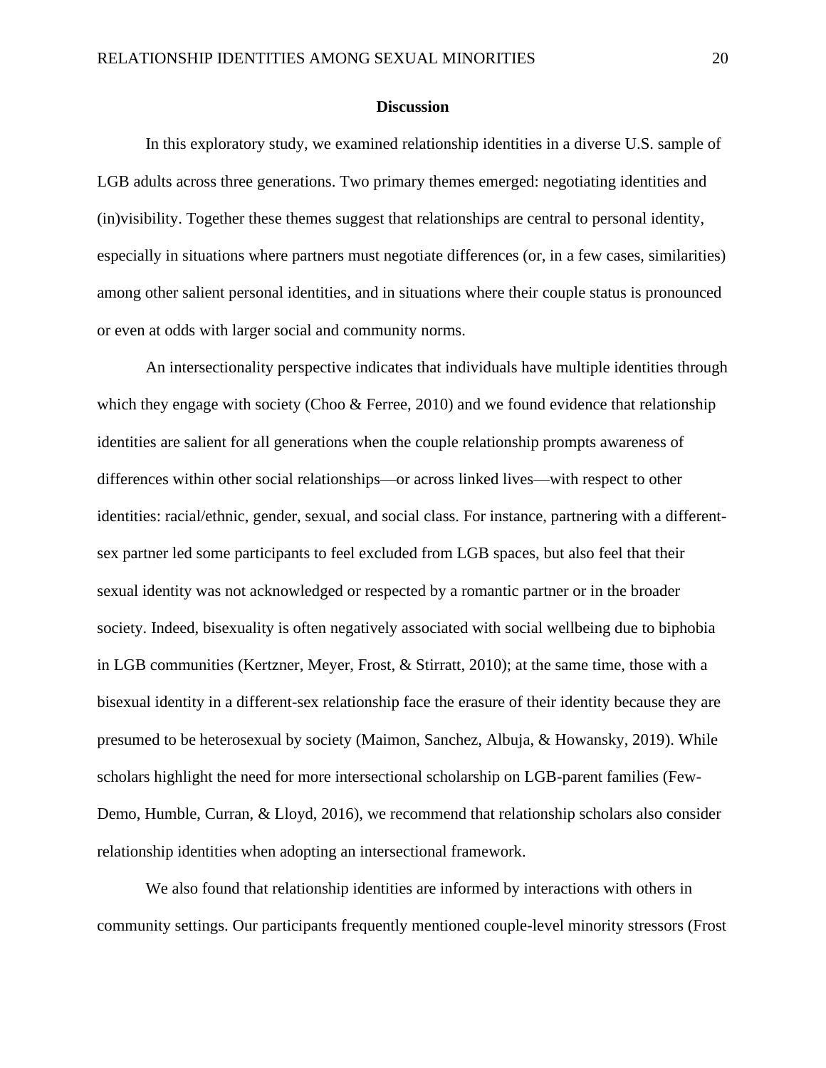## Discussion

In this exploratory study, we examined relationship identities in a diverse U.S. sample of LGB adults across three generations. Two primary themes emerged: negotiating identities and (in)visibility. Together these themes suggest that relationships are central to personal identity, especially in situations where partners must negotiate differences (or, in a few cases, similarities) among other salient personal identities, and in situations where their couple status is pronounced or even at odds with larger social and community norms.

An intersectionality perspective indicates that individuals have multiple identities through which they engage with society (Choo & Ferree, 2010) and we found evidence that relationship identities are salient for all generations when the couple relationship prompts awareness of differences within other social relationships—or across linked lives—with respect to other identities: racial/ethnic, gender, sexual, and social class. For instance, partnering with a different-sex partner led some participants to feel excluded from LGB spaces, but also feel that their sexual identity was not acknowledged or respected by a romantic partner or in the broader society. Indeed, bisexuality is often negatively associated with social wellbeing due to biphobia in LGB communities (Kertzner, Meyer, Frost, & Stirratt, 2010); at the same time, those with a bisexual identity in a different-sex relationship face the erasure of their identity because they are presumed to be heterosexual by society (Maimon, Sanchez, Albuja, & Howansky, 2019). While scholars highlight the need for more intersectional scholarship on LGB-parent families (Few-Demo, Humble, Curran, & Lloyd, 2016), we recommend that relationship scholars also consider relationship identities when adopting an intersectional framework.

We also found that relationship identities are informed by interactions with others in community settings. Our participants frequently mentioned couple-level minority stressors (Frost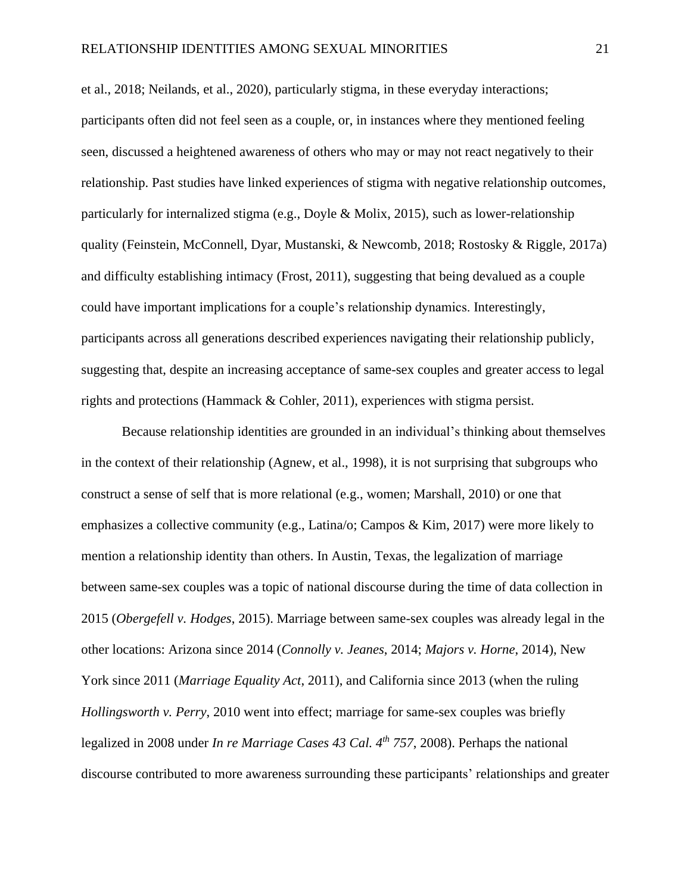et al., 2018; Neilands, et al., 2020), particularly stigma, in these everyday interactions; participants often did not feel seen as a couple, or, in instances where they mentioned feeling seen, discussed a heightened awareness of others who may or may not react negatively to their relationship. Past studies have linked experiences of stigma with negative relationship outcomes, particularly for internalized stigma (e.g., Doyle & Molix, 2015), such as lower-relationship quality (Feinstein, McConnell, Dyar, Mustanski, & Newcomb, 2018; Rostosky & Riggle, 2017a) and difficulty establishing intimacy (Frost, 2011), suggesting that being devalued as a couple could have important implications for a couple's relationship dynamics. Interestingly, participants across all generations described experiences navigating their relationship publicly, suggesting that, despite an increasing acceptance of same-sex couples and greater access to legal rights and protections (Hammack & Cohler, 2011), experiences with stigma persist.

Because relationship identities are grounded in an individual's thinking about themselves in the context of their relationship (Agnew, et al., 1998), it is not surprising that subgroups who construct a sense of self that is more relational (e.g., women; Marshall, 2010) or one that emphasizes a collective community (e.g., Latina/o; Campos & Kim, 2017) were more likely to mention a relationship identity than others. In Austin, Texas, the legalization of marriage between same-sex couples was a topic of national discourse during the time of data collection in 2015 (*Obergefell v. Hodges*, 2015). Marriage between same-sex couples was already legal in the other locations: Arizona since 2014 (*Connolly v. Jeanes*, 2014; *Majors v. Horne*, 2014), New York since 2011 (*Marriage Equality Act*, 2011), and California since 2013 (when the ruling *Hollingsworth v. Perry*, 2010 went into effect; marriage for same-sex couples was briefly legalized in 2008 under *In re Marriage Cases 43 Cal. 4th 757*, 2008). Perhaps the national discourse contributed to more awareness surrounding these participants' relationships and greater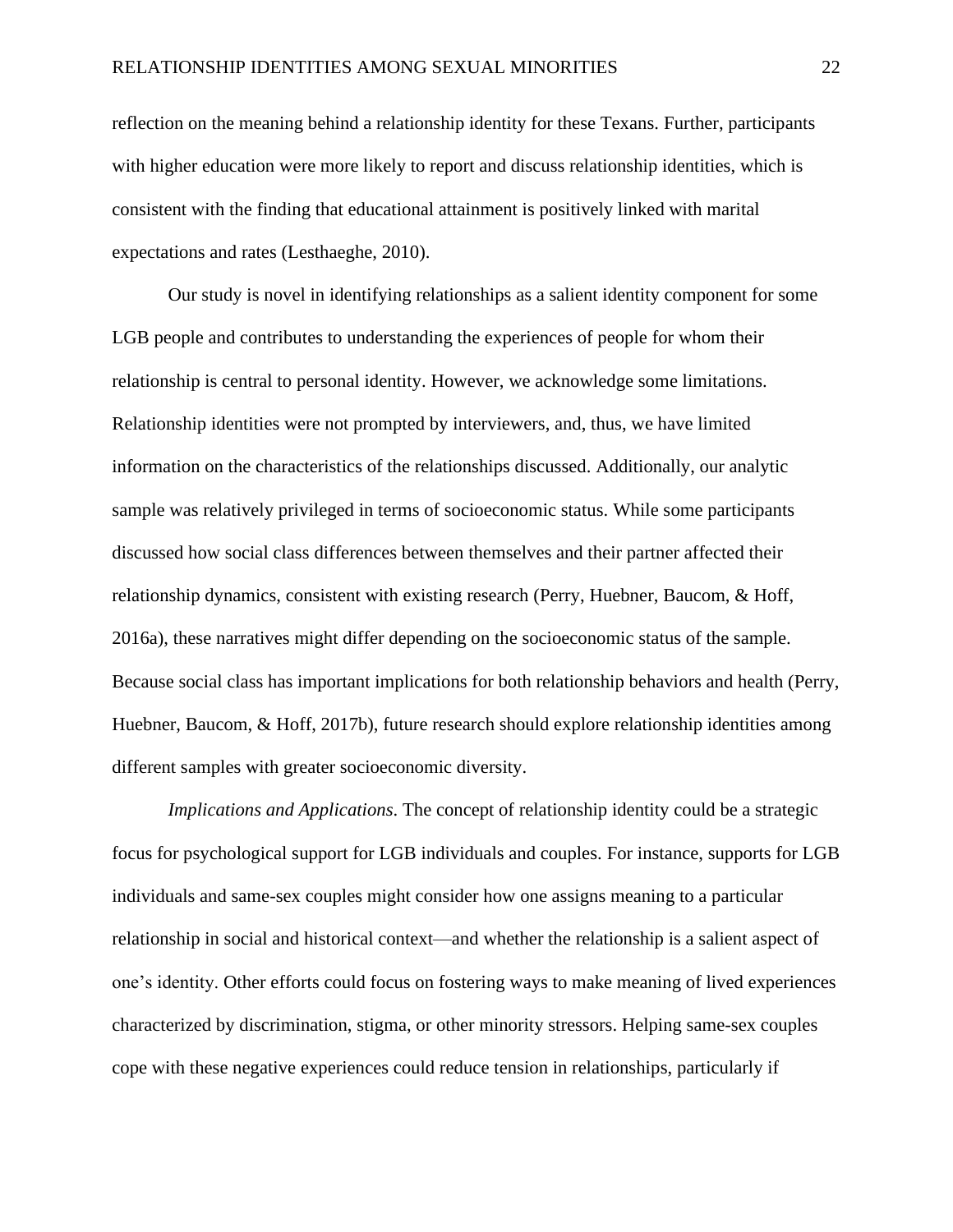reflection on the meaning behind a relationship identity for these Texans. Further, participants with higher education were more likely to report and discuss relationship identities, which is consistent with the finding that educational attainment is positively linked with marital expectations and rates (Lesthaeghe, 2010).

Our study is novel in identifying relationships as a salient identity component for some LGB people and contributes to understanding the experiences of people for whom their relationship is central to personal identity. However, we acknowledge some limitations. Relationship identities were not prompted by interviewers, and, thus, we have limited information on the characteristics of the relationships discussed. Additionally, our analytic sample was relatively privileged in terms of socioeconomic status. While some participants discussed how social class differences between themselves and their partner affected their relationship dynamics, consistent with existing research (Perry, Huebner, Baucom, & Hoff, 2016a), these narratives might differ depending on the socioeconomic status of the sample. Because social class has important implications for both relationship behaviors and health (Perry, Huebner, Baucom, & Hoff, 2017b), future research should explore relationship identities among different samples with greater socioeconomic diversity.

*Implications and Applications*. The concept of relationship identity could be a strategic focus for psychological support for LGB individuals and couples. For instance, supports for LGB individuals and same-sex couples might consider how one assigns meaning to a particular relationship in social and historical context—and whether the relationship is a salient aspect of one's identity. Other efforts could focus on fostering ways to make meaning of lived experiences characterized by discrimination, stigma, or other minority stressors. Helping same-sex couples cope with these negative experiences could reduce tension in relationships, particularly if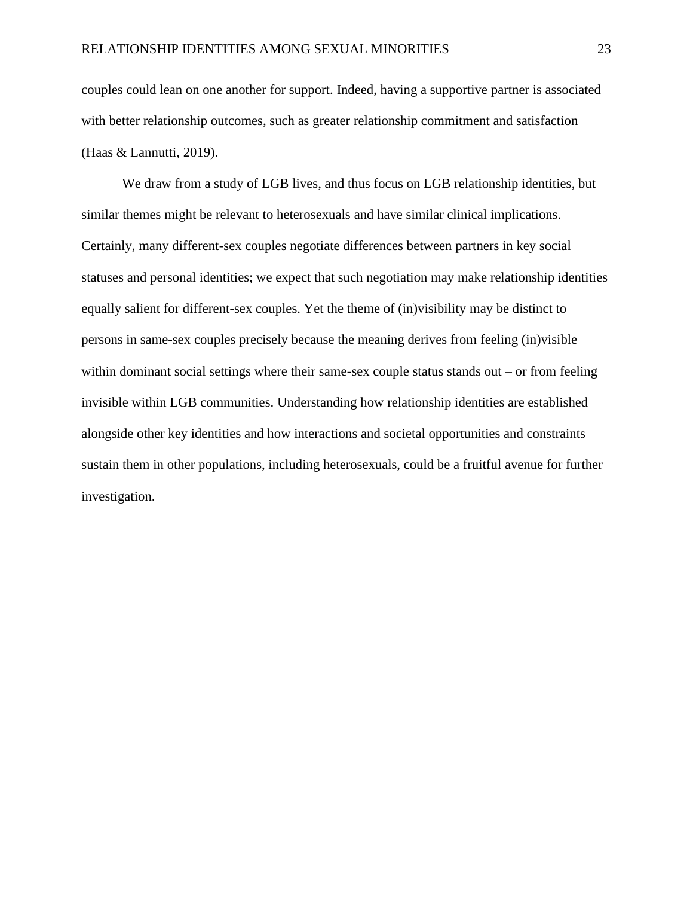couples could lean on one another for support. Indeed, having a supportive partner is associated with better relationship outcomes, such as greater relationship commitment and satisfaction (Haas & Lannutti, 2019).

We draw from a study of LGB lives, and thus focus on LGB relationship identities, but similar themes might be relevant to heterosexuals and have similar clinical implications. Certainly, many different-sex couples negotiate differences between partners in key social statuses and personal identities; we expect that such negotiation may make relationship identities equally salient for different-sex couples. Yet the theme of (in)visibility may be distinct to persons in same-sex couples precisely because the meaning derives from feeling (in)visible within dominant social settings where their same-sex couple status stands out – or from feeling invisible within LGB communities. Understanding how relationship identities are established alongside other key identities and how interactions and societal opportunities and constraints sustain them in other populations, including heterosexuals, could be a fruitful avenue for further investigation.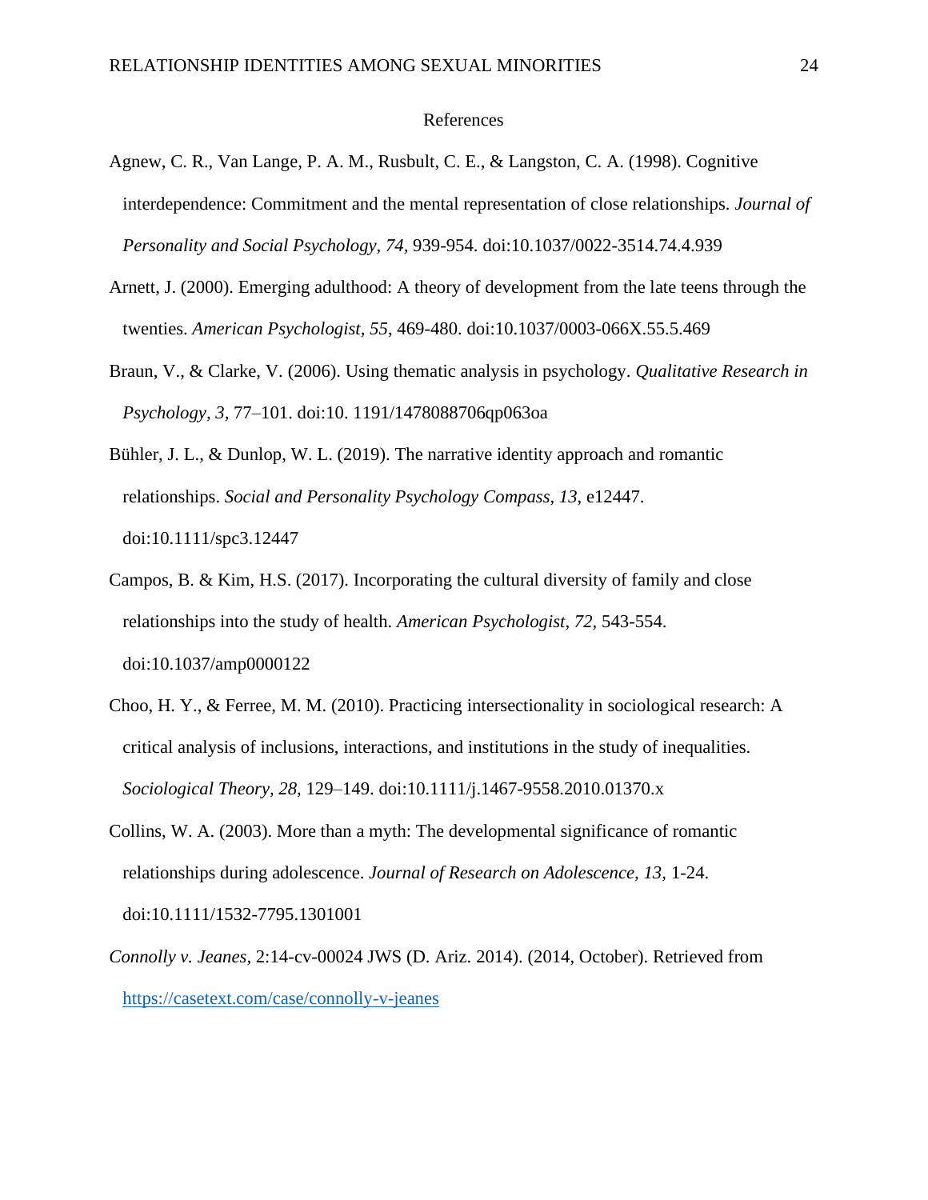# References

Agnew, C. R., Van Lange, P. A. M., Rusbult, C. E., & Langston, C. A. (1998). Cognitive interdependence: Commitment and the mental representation of close relationships. *Journal of Personality and Social Psychology, 74,* 939-954. doi:10.1037/0022-3514.74.4.939

Arnett, J. (2000). Emerging adulthood: A theory of development from the late teens through the twenties. *American Psychologist, 55*, 469-480. doi:10.1037/0003-066X.55.5.469

Braun, V., & Clarke, V. (2006). Using thematic analysis in psychology. *Qualitative Research in Psychology, 3,* 77–101. doi:10. 1191/1478088706qp063oa

Bühler, J. L., & Dunlop, W. L. (2019). The narrative identity approach and romantic relationships. *Social and Personality Psychology Compass*, *13*, e12447. doi:10.1111/spc3.12447

Campos, B. & Kim, H.S. (2017). Incorporating the cultural diversity of family and close relationships into the study of health. *American Psychologist, 72,* 543-554. doi:10.1037/amp0000122

Choo, H. Y., & Ferree, M. M. (2010). Practicing intersectionality in sociological research: A critical analysis of inclusions, interactions, and institutions in the study of inequalities. *Sociological Theory, 28,* 129–149. doi:10.1111/j.1467-9558.2010.01370.x

Collins, W. A. (2003). More than a myth: The developmental significance of romantic relationships during adolescence. *Journal of Research on Adolescence, 13,* 1-24. doi:10.1111/1532-7795.1301001

*Connolly v. Jeanes*, 2:14-cv-00024 JWS (D. Ariz. 2014). (2014, October). Retrieved from https://casetext.com/case/connolly-v-jeanes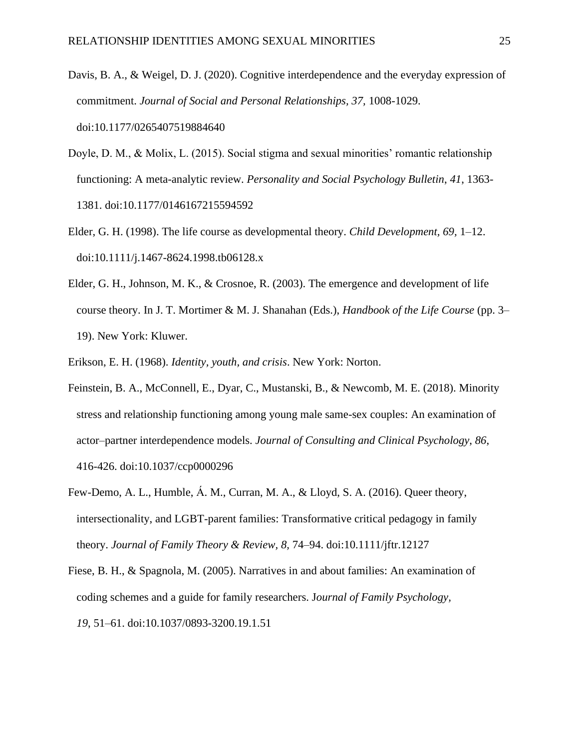Davis, B. A., & Weigel, D. J. (2020). Cognitive interdependence and the everyday expression of commitment. *Journal of Social and Personal Relationships, 37,* 1008-1029. doi:10.1177/0265407519884640

Doyle, D. M., & Molix, L. (2015). Social stigma and sexual minorities' romantic relationship functioning: A meta-analytic review. *Personality and Social Psychology Bulletin*, *41*, 1363-1381. doi:10.1177/0146167215594592

Elder, G. H. (1998). The life course as developmental theory. *Child Development*, *69*, 1–12. doi:10.1111/j.1467-8624.1998.tb06128.x

Elder, G. H., Johnson, M. K., & Crosnoe, R. (2003). The emergence and development of life course theory. In J. T. Mortimer & M. J. Shanahan (Eds.), *Handbook of the Life Course* (pp. 3–19). New York: Kluwer.

Erikson, E. H. (1968). *Identity, youth, and crisis*. New York: Norton.

Feinstein, B. A., McConnell, E., Dyar, C., Mustanski, B., & Newcomb, M. E. (2018). Minority stress and relationship functioning among young male same-sex couples: An examination of actor–partner interdependence models. *Journal of Consulting and Clinical Psychology*, *86*, 416-426. doi:10.1037/ccp0000296

Few-Demo, A. L., Humble, Á. M., Curran, M. A., & Lloyd, S. A. (2016). Queer theory, intersectionality, and LGBT-parent families: Transformative critical pedagogy in family theory. *Journal of Family Theory & Review*, *8,* 74–94. doi:10.1111/jftr.12127

Fiese, B. H., & Spagnola, M. (2005). Narratives in and about families: An examination of coding schemes and a guide for family researchers. J*ournal of Family Psychology*, *19*, 51–61. doi:10.1037/0893-3200.19.1.51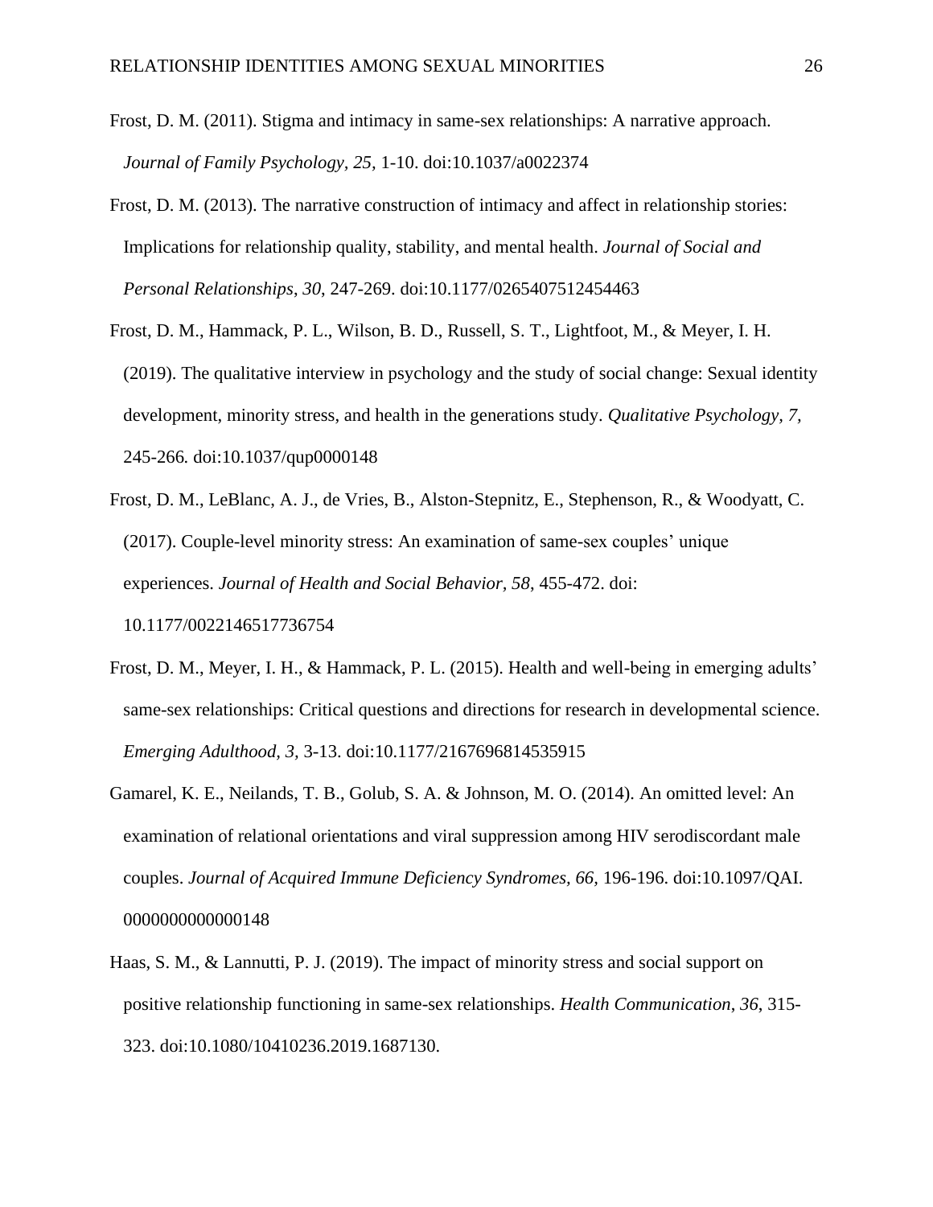Frost, D. M. (2011). Stigma and intimacy in same-sex relationships: A narrative approach. *Journal of Family Psychology, 25,* 1-10. doi:10.1037/a0022374

Frost, D. M. (2013). The narrative construction of intimacy and affect in relationship stories: Implications for relationship quality, stability, and mental health. *Journal of Social and Personal Relationships*, *30*, 247-269. doi:10.1177/0265407512454463

Frost, D. M., Hammack, P. L., Wilson, B. D., Russell, S. T., Lightfoot, M., & Meyer, I. H. (2019). The qualitative interview in psychology and the study of social change: Sexual identity development, minority stress, and health in the generations study. *Qualitative Psychology, 7,* 245-266*.* doi:10.1037/qup0000148

Frost, D. M., LeBlanc, A. J., de Vries, B., Alston-Stepnitz, E., Stephenson, R., & Woodyatt, C. (2017). Couple-level minority stress: An examination of same-sex couples' unique experiences. *Journal of Health and Social Behavior, 58*, 455-472. doi: 10.1177/0022146517736754

Frost, D. M., Meyer, I. H., & Hammack, P. L. (2015). Health and well-being in emerging adults' same-sex relationships: Critical questions and directions for research in developmental science. *Emerging Adulthood, 3,* 3-13. doi:10.1177/2167696814535915

Gamarel, K. E., Neilands, T. B., Golub, S. A. & Johnson, M. O. (2014). An omitted level: An examination of relational orientations and viral suppression among HIV serodiscordant male couples. *Journal of Acquired Immune Deficiency Syndromes, 66,* 196-196. doi:10.1097/QAI.0000000000000148

Haas, S. M., & Lannutti, P. J. (2019). The impact of minority stress and social support on positive relationship functioning in same-sex relationships. *Health Communication*, *36*, 315-323. doi:10.1080/10410236.2019.1687130.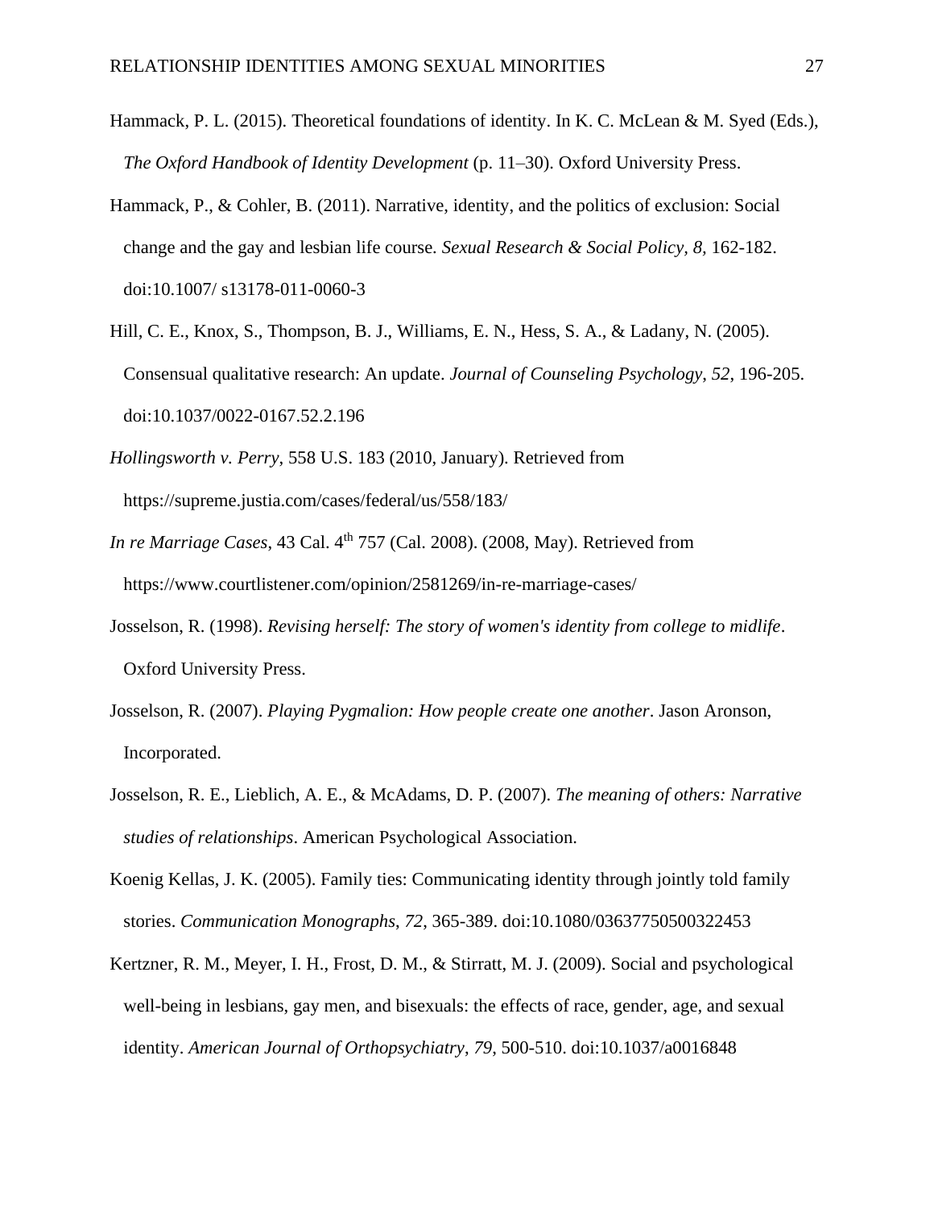Hammack, P. L. (2015). Theoretical foundations of identity. In K. C. McLean & M. Syed (Eds.), *The Oxford Handbook of Identity Development* (p. 11–30). Oxford University Press.

Hammack, P., & Cohler, B. (2011). Narrative, identity, and the politics of exclusion: Social change and the gay and lesbian life course. *Sexual Research & Social Policy, 8,* 162-182. doi:10.1007/ s13178-011-0060-3

Hill, C. E., Knox, S., Thompson, B. J., Williams, E. N., Hess, S. A., & Ladany, N. (2005). Consensual qualitative research: An update. *Journal of Counseling Psychology*, *52*, 196-205. doi:10.1037/0022-0167.52.2.196

*Hollingsworth v. Perry*, 558 U.S. 183 (2010, January). Retrieved from https://supreme.justia.com/cases/federal/us/558/183/

*In re Marriage Cases*, 43 Cal. 4th 757 (Cal. 2008). (2008, May). Retrieved from https://www.courtlistener.com/opinion/2581269/in-re-marriage-cases/

Josselson, R. (1998). *Revising herself: The story of women's identity from college to midlife*. Oxford University Press.

Josselson, R. (2007). *Playing Pygmalion: How people create one another*. Jason Aronson, Incorporated.

Josselson, R. E., Lieblich, A. E., & McAdams, D. P. (2007). *The meaning of others: Narrative studies of relationships*. American Psychological Association.

Koenig Kellas, J. K. (2005). Family ties: Communicating identity through jointly told family stories. *Communication Monographs*, *72*, 365-389. doi:10.1080/03637750500322453

Kertzner, R. M., Meyer, I. H., Frost, D. M., & Stirratt, M. J. (2009). Social and psychological well-being in lesbians, gay men, and bisexuals: the effects of race, gender, age, and sexual identity. *American Journal of Orthopsychiatry*, *79*, 500-510. doi:10.1037/a0016848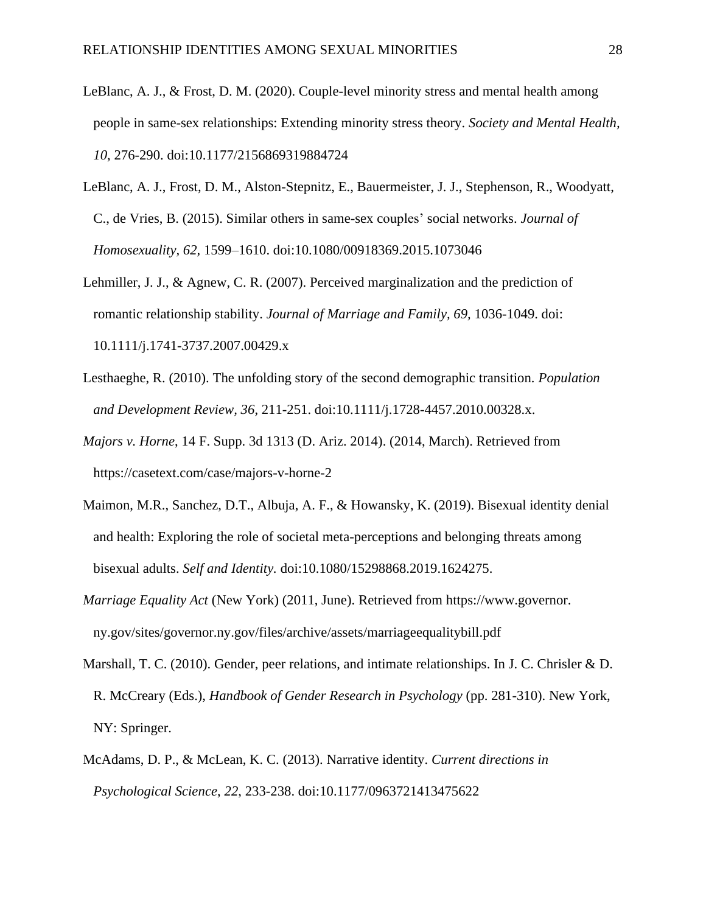LeBlanc, A. J., & Frost, D. M. (2020). Couple-level minority stress and mental health among people in same-sex relationships: Extending minority stress theory. *Society and Mental Health, 10*, 276-290. doi:10.1177/2156869319884724

LeBlanc, A. J., Frost, D. M., Alston-Stepnitz, E., Bauermeister, J. J., Stephenson, R., Woodyatt, C., de Vries, B. (2015). Similar others in same-sex couples' social networks. *Journal of Homosexuality, 62,* 1599–1610. doi:10.1080/00918369.2015.1073046

Lehmiller, J. J., & Agnew, C. R. (2007). Perceived marginalization and the prediction of romantic relationship stability. *Journal of Marriage and Family, 69,* 1036-1049. doi: 10.1111/j.1741-3737.2007.00429.x

Lesthaeghe, R. (2010). The unfolding story of the second demographic transition. *Population and Development Review, 36*, 211-251. doi:10.1111/j.1728-4457.2010.00328.x.

*Majors v. Horne*, 14 F. Supp. 3d 1313 (D. Ariz. 2014). (2014, March). Retrieved from https://casetext.com/case/majors-v-horne-2

Maimon, M.R., Sanchez, D.T., Albuja, A. F., & Howansky, K. (2019). Bisexual identity denial and health: Exploring the role of societal meta-perceptions and belonging threats among bisexual adults. *Self and Identity.* doi:10.1080/15298868.2019.1624275.

*Marriage Equality Act* (New York) (2011, June). Retrieved from https://www.governor.ny.gov/sites/governor.ny.gov/files/archive/assets/marriageequalitybill.pdf

Marshall, T. C. (2010). Gender, peer relations, and intimate relationships. In J. C. Chrisler & D. R. McCreary (Eds.), *Handbook of Gender Research in Psychology* (pp. 281-310). New York, NY: Springer.

McAdams, D. P., & McLean, K. C. (2013). Narrative identity. *Current directions in Psychological Science, 22*, 233-238. doi:10.1177/0963721413475622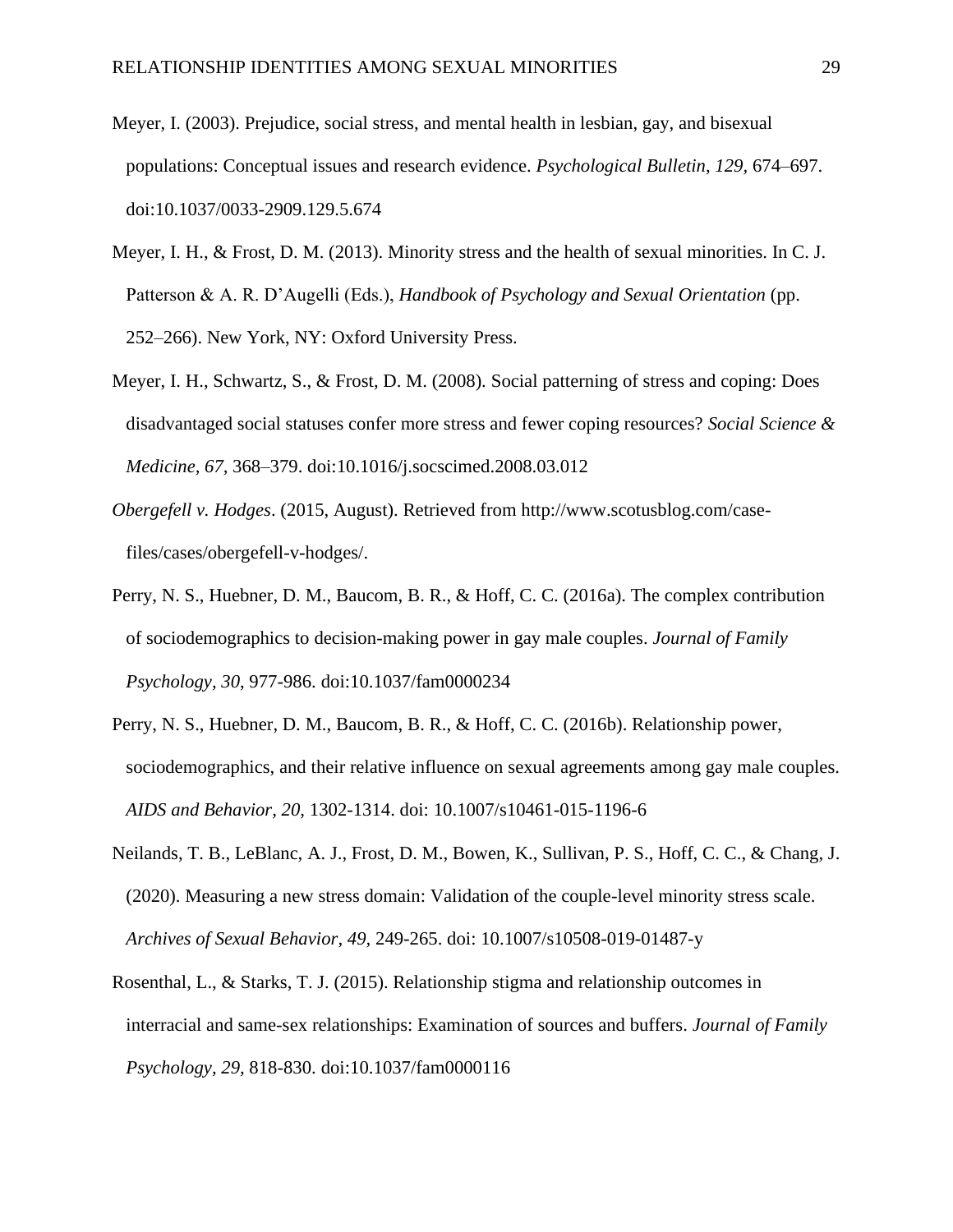Meyer, I. (2003). Prejudice, social stress, and mental health in lesbian, gay, and bisexual populations: Conceptual issues and research evidence. *Psychological Bulletin, 129,* 674–697. doi:10.1037/0033-2909.129.5.674

Meyer, I. H., & Frost, D. M. (2013). Minority stress and the health of sexual minorities. In C. J. Patterson & A. R. D'Augelli (Eds.), *Handbook of Psychology and Sexual Orientation* (pp. 252–266). New York, NY: Oxford University Press.

Meyer, I. H., Schwartz, S., & Frost, D. M. (2008). Social patterning of stress and coping: Does disadvantaged social statuses confer more stress and fewer coping resources? *Social Science & Medicine, 67,* 368–379. doi:10.1016/j.socscimed.2008.03.012

*Obergefell v. Hodges*. (2015, August). Retrieved from http://www.scotusblog.com/case-files/cases/obergefell-v-hodges/.

Perry, N. S., Huebner, D. M., Baucom, B. R., & Hoff, C. C. (2016a). The complex contribution of sociodemographics to decision-making power in gay male couples. *Journal of Family Psychology, 30,* 977-986. doi:10.1037/fam0000234

Perry, N. S., Huebner, D. M., Baucom, B. R., & Hoff, C. C. (2016b). Relationship power, sociodemographics, and their relative influence on sexual agreements among gay male couples. *AIDS and Behavior, 20,* 1302-1314. doi: 10.1007/s10461-015-1196-6

Neilands, T. B., LeBlanc, A. J., Frost, D. M., Bowen, K., Sullivan, P. S., Hoff, C. C., & Chang, J. (2020). Measuring a new stress domain: Validation of the couple-level minority stress scale. *Archives of Sexual Behavior, 49,* 249-265. doi: 10.1007/s10508-019-01487-y

Rosenthal, L., & Starks, T. J. (2015). Relationship stigma and relationship outcomes in interracial and same-sex relationships: Examination of sources and buffers. *Journal of Family Psychology, 29,* 818-830. doi:10.1037/fam0000116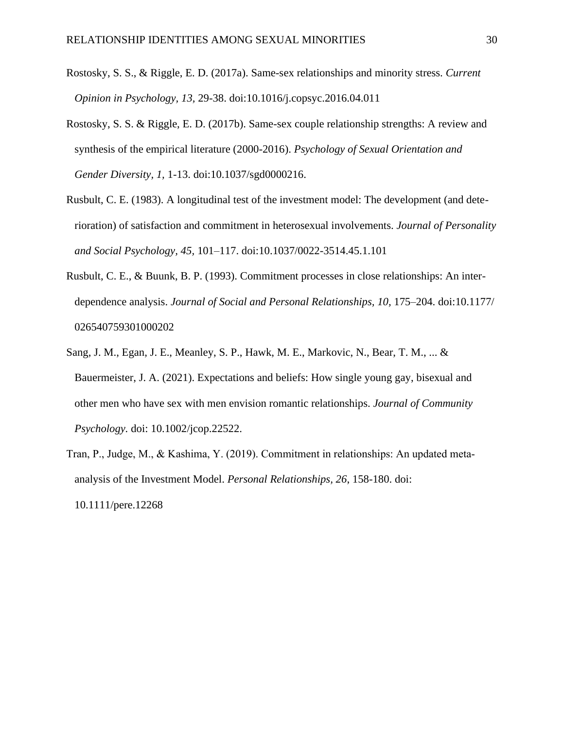Rostosky, S. S., & Riggle, E. D. (2017a). Same-sex relationships and minority stress. *Current Opinion in Psychology, 13,* 29-38. doi:10.1016/j.copsyc.2016.04.011

Rostosky, S. S. & Riggle, E. D. (2017b). Same-sex couple relationship strengths: A review and synthesis of the empirical literature (2000-2016). *Psychology of Sexual Orientation and Gender Diversity, 1,* 1-13. doi:10.1037/sgd0000216.

Rusbult, C. E. (1983). A longitudinal test of the investment model: The development (and deterioration) of satisfaction and commitment in heterosexual involvements. *Journal of Personality and Social Psychology, 45,* 101–117. doi:10.1037/0022-3514.45.1.101

Rusbult, C. E., & Buunk, B. P. (1993). Commitment processes in close relationships: An interdependence analysis. *Journal of Social and Personal Relationships, 10,* 175–204. doi:10.1177/026540759301000202

Sang, J. M., Egan, J. E., Meanley, S. P., Hawk, M. E., Markovic, N., Bear, T. M., ... & Bauermeister, J. A. (2021). Expectations and beliefs: How single young gay, bisexual and other men who have sex with men envision romantic relationships. *Journal of Community Psychology*. doi: 10.1002/jcop.22522.

Tran, P., Judge, M., & Kashima, Y. (2019). Commitment in relationships: An updated meta-analysis of the Investment Model. *Personal Relationships, 26*, 158-180. doi: 10.1111/pere.12268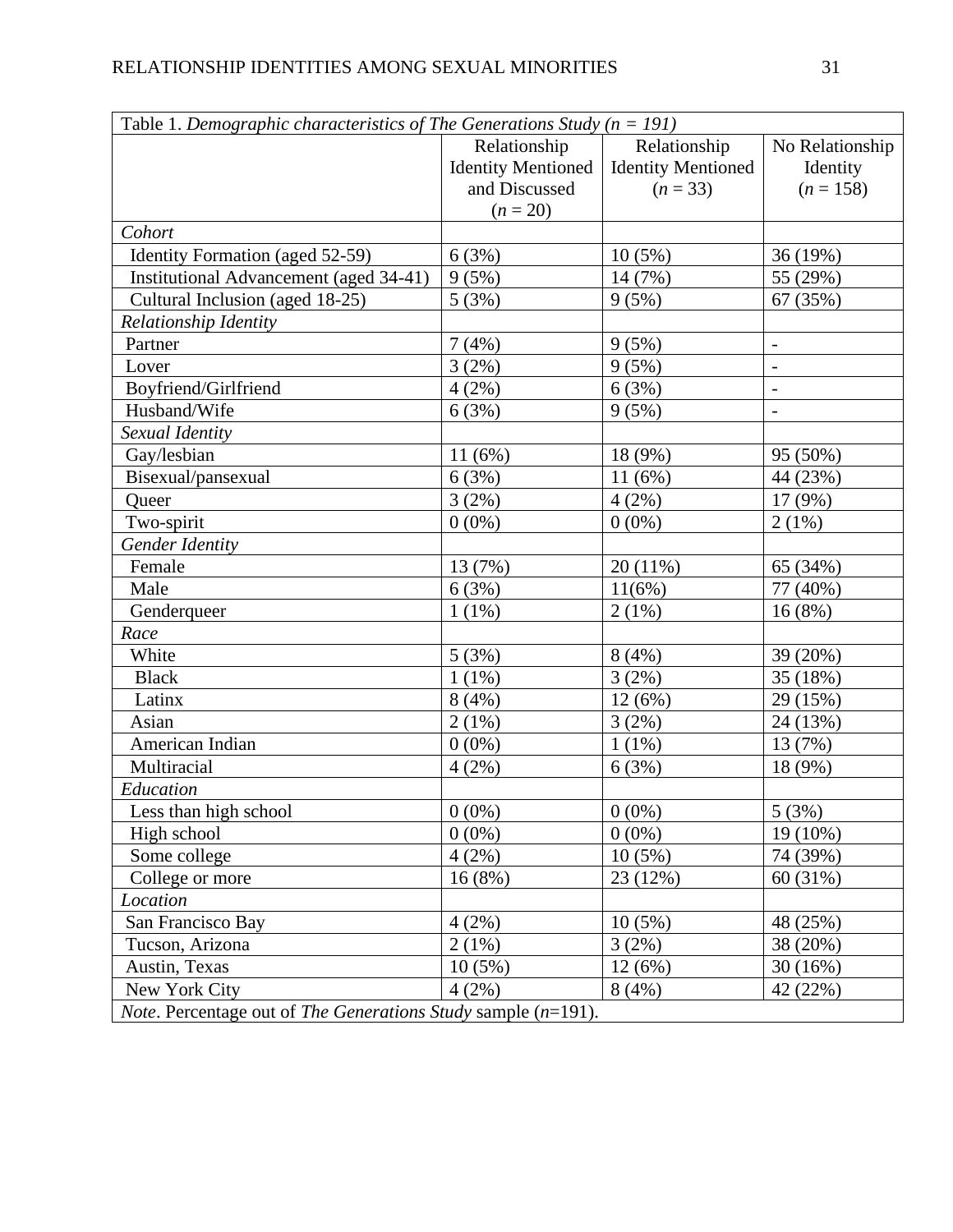Table 1. *Demographic characteristics of The Generations Study (n = 191)*

| | Relationship Identity Mentioned and Discussed (*n* = 20) | Relationship Identity Mentioned (*n* = 33) | No Relationship Identity (*n* = 158) |
|---|---|---|---|
| *Cohort* | | | |
| Identity Formation (aged 52-59) | 6 (3%) | 10 (5%) | 36 (19%) |
| Institutional Advancement (aged 34-41) | 9 (5%) | 14 (7%) | 55 (29%) |
| Cultural Inclusion (aged 18-25) | 5 (3%) | 9 (5%) | 67 (35%) |
| *Relationship Identity* | | | |
| Partner | 7 (4%) | 9 (5%) | - |
| Lover | 3 (2%) | 9 (5%) | - |
| Boyfriend/Girlfriend | 4 (2%) | 6 (3%) | - |
| Husband/Wife | 6 (3%) | 9 (5%) | - |
| *Sexual Identity* | | | |
| Gay/lesbian | 11 (6%) | 18 (9%) | 95 (50%) |
| Bisexual/pansexual | 6 (3%) | 11 (6%) | 44 (23%) |
| Queer | 3 (2%) | 4 (2%) | 17 (9%) |
| Two-spirit | 0 (0%) | 0 (0%) | 2 (1%) |
| *Gender Identity* | | | |
| Female | 13 (7%) | 20 (11%) | 65 (34%) |
| Male | 6 (3%) | 11(6%) | 77 (40%) |
| Genderqueer | 1 (1%) | 2 (1%) | 16 (8%) |
| *Race* | | | |
| White | 5 (3%) | 8 (4%) | 39 (20%) |
| Black | 1 (1%) | 3 (2%) | 35 (18%) |
| Latinx | 8 (4%) | 12 (6%) | 29 (15%) |
| Asian | 2 (1%) | 3 (2%) | 24 (13%) |
| American Indian | 0 (0%) | 1 (1%) | 13 (7%) |
| Multiracial | 4 (2%) | 6 (3%) | 18 (9%) |
| *Education* | | | |
| Less than high school | 0 (0%) | 0 (0%) | 5 (3%) |
| High school | 0 (0%) | 0 (0%) | 19 (10%) |
| Some college | 4 (2%) | 10 (5%) | 74 (39%) |
| College or more | 16 (8%) | 23 (12%) | 60 (31%) |
| *Location* | | | |
| San Francisco Bay | 4 (2%) | 10 (5%) | 48 (25%) |
| Tucson, Arizona | 2 (1%) | 3 (2%) | 38 (20%) |
| Austin, Texas | 10 (5%) | 12 (6%) | 30 (16%) |
| New York City | 4 (2%) | 8 (4%) | 42 (22%) |

*Note*. Percentage out of *The Generations Study* sample (*n*=191).